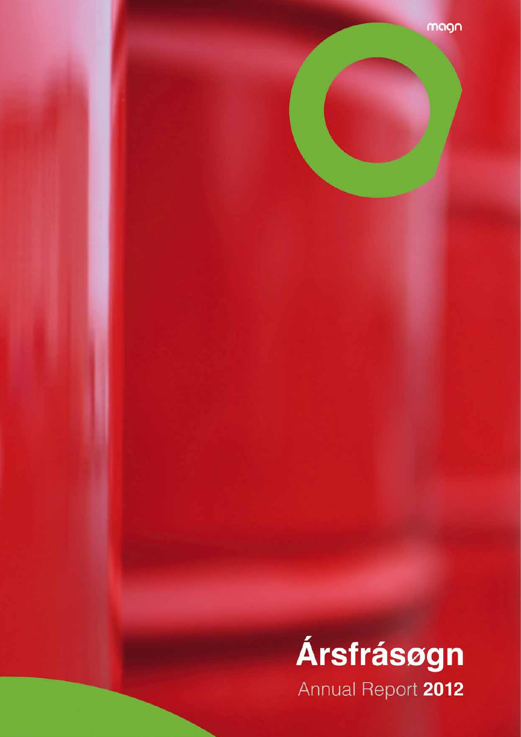magn

# Ársfrásøgn

Annual Report **2012**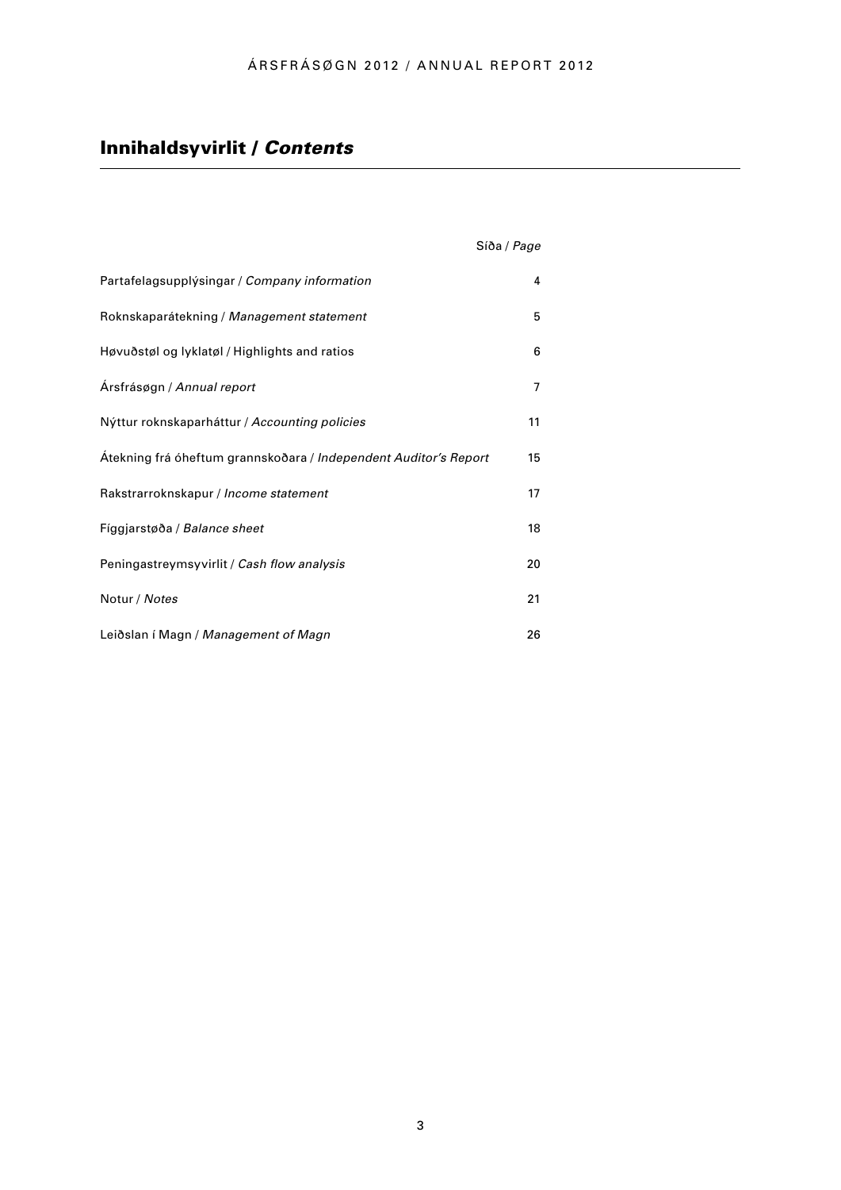# Innihaldsyvirlit / *Contents*

| | Síða / *Page* |
|---|---|
| Partafelagsupplýsingar / *Company information* | 4 |
| Roknskaparátekning / *Management statement* | 5 |
| Høvuðstøl og lyklatøl / Highlights and ratios | 6 |
| Ársfrásøgn / *Annual report* | 7 |
| Nýttur roknskaparháttur / *Accounting policies* | 11 |
| Átekning frá óheftum grannskoðara / *Independent Auditor's Report* | 15 |
| Rakstrarroknskapur / *Income statement* | 17 |
| Fíggjarstøða / *Balance sheet* | 18 |
| Peningastreymsyvirlit / *Cash flow analysis* | 20 |
| Notur / *Notes* | 21 |
| Leiðslan í Magn / *Management of Magn* | 26 |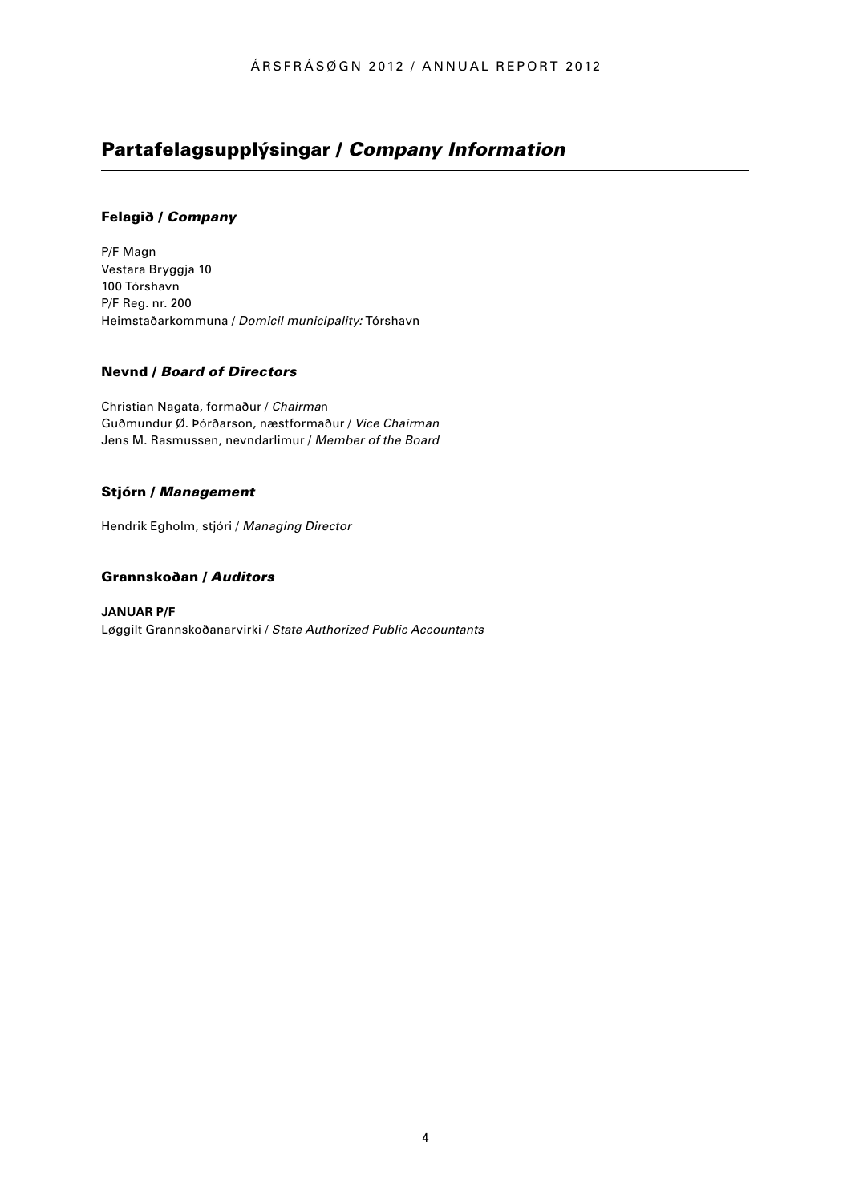## Partafelagsupplýsingar / *Company Information*

### Felagið / *Company*

P/F Magn
Vestara Bryggja 10
100 Tórshavn
P/F Reg. nr. 200
Heimstaðarkommuna / *Domicil municipality:* Tórshavn

### Nevnd / *Board of Directors*

Christian Nagata, formaður / *Chairma*n
Guðmundur Ø. Þórðarson, næstformaður / *Vice Chairman*
Jens M. Rasmussen, nevndarlimur / *Member of the Board*

### Stjórn / *Management*

Hendrik Egholm, stjóri / *Managing Director*

### Grannskoðan / *Auditors*

**JANUAR P/F**
Løggilt Grannskoðanarvirki / *State Authorized Public Accountants*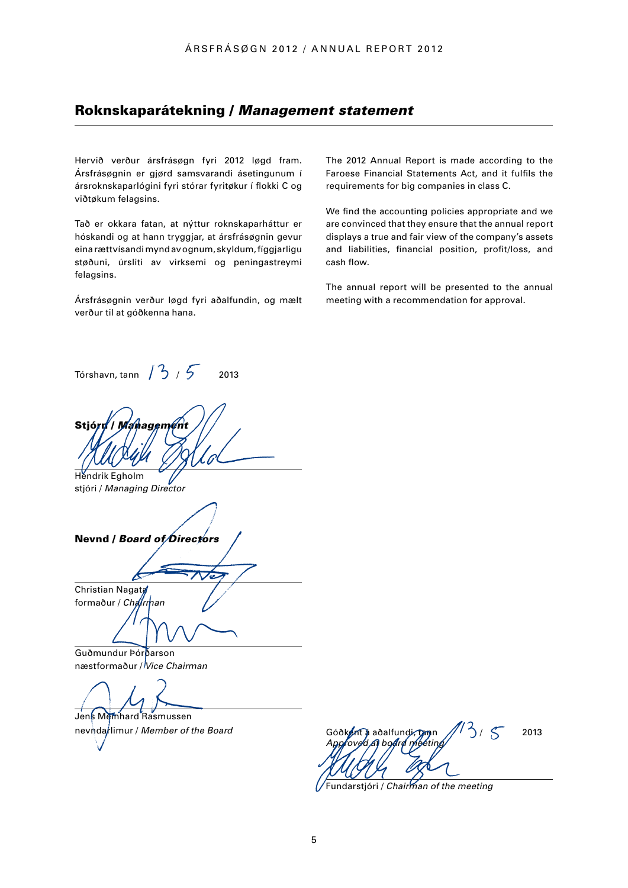## Roknskaparátekning / *Management statement*

Hervið verður ársfrásøgn fyri 2012 løgd fram. Ársfrásøgnin er gjørd samsvarandi ásetingunum í ársroknskaparlógini fyri stórar fyritøkur í flokki C og viðtøkum felagsins.

Tað er okkara fatan, at nýttur roknskaparháttur er hóskandi og at hann tryggjar, at ársfrásøgnin gevur eina rættvísandi mynd av ognum, skyldum, fíggjarligu støðuni, úrsliti av virksemi og peningastreymi felagsins.

Ársfrásøgnin verður løgd fyri aðalfundin, og mælt verður til at góðkenna hana.

The 2012 Annual Report is made according to the Faroese Financial Statements Act, and it fulfils the requirements for big companies in class C.

We find the accounting policies appropriate and we are convinced that they ensure that the annual report displays a true and fair view of the company's assets and liabilities, financial position, profit/loss, and cash flow.

The annual report will be presented to the annual meeting with a recommendation for approval.

Tórshavn, tann 13 / 5 2013

**Stjórn / *Management***

Hendrik Egholm
stjóri / *Managing Director*

**Nevnd / *Board of Directors***

Christian Nagata
formaður / *Chairman*

Guðmundur Þórðarson
næstformaður / *Vice Chairman*

Jens Meinhard Rasmussen
nevndarlimur / *Member of the Board*

Góðkent á aðalfundi, tann 13 / 5 2013
*Approved at board meeting*

Fundarstjóri / *Chairman of the meeting*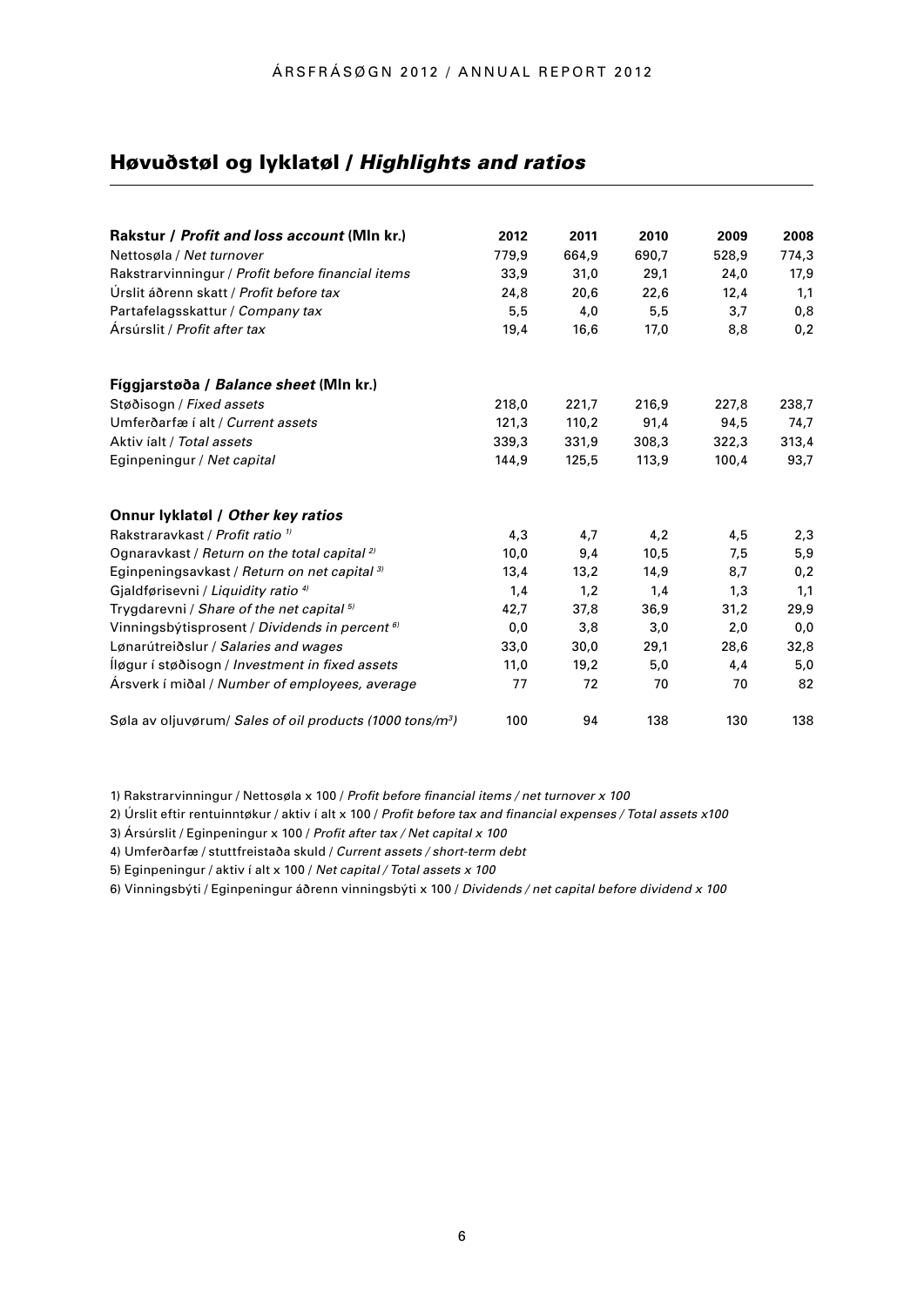## Høvuðstøl og lyklatøl / *Highlights and ratios*

| **Rakstur / *Profit and loss account* (Mln kr.)** | **2012** | **2011** | **2010** | **2009** | **2008** |
|---|---|---|---|---|---|
| Nettosøla / *Net turnover* | 779,9 | 664,9 | 690,7 | 528,9 | 774,3 |
| Rakstrarvinningur / *Profit before financial items* | 33,9 | 31,0 | 29,1 | 24,0 | 17,9 |
| Úrslit áðrenn skatt / *Profit before tax* | 24,8 | 20,6 | 22,6 | 12,4 | 1,1 |
| Partafelagsskattur / *Company tax* | 5,5 | 4,0 | 5,5 | 3,7 | 0,8 |
| Ársúrslit / *Profit after tax* | 19,4 | 16,6 | 17,0 | 8,8 | 0,2 |
| | | | | | |
| **Fíggjarstøða / *Balance sheet* (Mln kr.)** | | | | | |
| Støðisogn / *Fixed assets* | 218,0 | 221,7 | 216,9 | 227,8 | 238,7 |
| Umferðarfæ í alt / *Current assets* | 121,3 | 110,2 | 91,4 | 94,5 | 74,7 |
| Aktiv íalt / *Total assets* | 339,3 | 331,9 | 308,3 | 322,3 | 313,4 |
| Eginpeningur / *Net capital* | 144,9 | 125,5 | 113,9 | 100,4 | 93,7 |
| | | | | | |
| **Onnur lyklatøl / *Other key ratios*** | | | | | |
| Rakstraravkast / *Profit ratio* 1) | 4,3 | 4,7 | 4,2 | 4,5 | 2,3 |
| Ognaravkast / *Return on the total capital* 2) | 10,0 | 9,4 | 10,5 | 7,5 | 5,9 |
| Eginpeningsavkast / *Return on net capital* 3) | 13,4 | 13,2 | 14,9 | 8,7 | 0,2 |
| Gjaldførisevni / *Liquidity ratio* 4) | 1,4 | 1,2 | 1,4 | 1,3 | 1,1 |
| Trygdarevni / *Share of the net capital* 5) | 42,7 | 37,8 | 36,9 | 31,2 | 29,9 |
| Vinningsbýtisprosent / *Dividends in percent* 6) | 0,0 | 3,8 | 3,0 | 2,0 | 0,0 |
| Lønarútreiðslur / *Salaries and wages* | 33,0 | 30,0 | 29,1 | 28,6 | 32,8 |
| Íløgur í støðisogn / *Investment in fixed assets* | 11,0 | 19,2 | 5,0 | 4,4 | 5,0 |
| Ársverk í miðal / *Number of employees, average* | 77 | 72 | 70 | 70 | 82 |
| | | | | | |
| Søla av oljuvørum/ *Sales of oil products (1000 tons/m$^3$)* | 100 | 94 | 138 | 130 | 138 |

1) Rakstrarvinningur / Nettosøla x 100 / *Profit before financial items / net turnover x 100*

2) Úrslit eftir rentuinntøkur / aktiv í alt x 100 / *Profit before tax and financial expenses / Total assets x100*

3) Ársúrslit / Eginpeningur x 100 / *Profit after tax / Net capital x 100*

4) Umferðarfæ / stuttfreistaða skuld / *Current assets / short-term debt*

5) Eginpeningur / aktiv í alt x 100 / *Net capital / Total assets x 100*

6) Vinningsbýti / Eginpeningur áðrenn vinningsbýti x 100 / *Dividends / net capital before dividend x 100*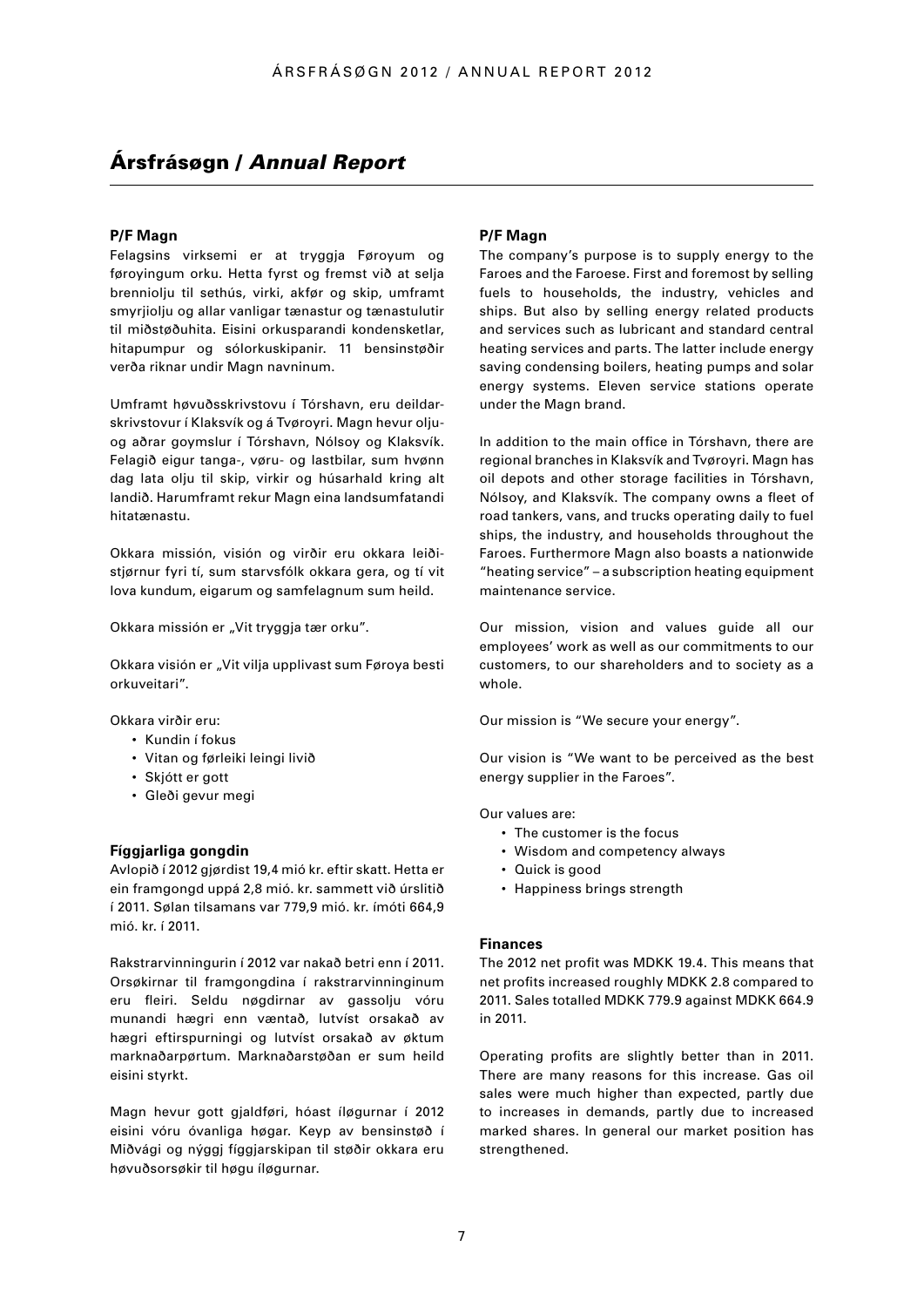# Ársfrásøgn / *Annual Report*

**P/F Magn**

Felagsins virksemi er at tryggja Føroyum og føroyingum orku. Hetta fyrst og fremst við at selja brenniolju til sethús, virki, akfør og skip, umframt smyrjiolju og allar vanligar tænastur og tænastulutir til miðstøðuhita. Eisini orkusparandi kondensketlar, hitapumpur og sólorkuskipanir. 11 bensinstøðir verða riknar undir Magn navninum.

Umframt høvuðsskrivstovu í Tórshavn, eru deildarskrivstovur í Klaksvík og á Tvøroyri. Magn hevur oljuog aðrar goymslur í Tórshavn, Nólsoy og Klaksvík. Felagið eigur tanga-, vøru- og lastbilar, sum hvønn dag lata olju til skip, virkir og húsarhald kring alt landið. Harumframt rekur Magn eina landsumfatandi hitatænastu.

Okkara missión, visión og virðir eru okkara leiðistjørnur fyri tí, sum starvsfólk okkara gera, og tí vit lova kundum, eigarum og samfelagnum sum heild.

Okkara missión er „Vit tryggja tær orku".

Okkara visión er „Vit vilja upplivast sum Føroya besti orkuveitari".

Okkara virðir eru:

- Kundin í fokus
- Vitan og førleiki leingi livið
- Skjótt er gott
- Gleði gevur megi

**Fíggjarliga gongdin**

Avlopið í 2012 gjørdist 19,4 mió kr. eftir skatt. Hetta er ein framgongd uppá 2,8 mió. kr. sammett við úrslitið í 2011. Sølan tilsamans var 779,9 mió. kr. ímóti 664,9 mió. kr. í 2011.

Rakstrarvinningurin í 2012 var nakað betri enn í 2011. Orsøkirnar til framgongdina í rakstrarvinninginum eru fleiri. Seldu nøgdirnar av gassolju vóru munandi hægri enn væntað, lutvíst orsakað av hægri eftirspurningi og lutvíst orsakað av øktum marknaðarpørtum. Marknaðarstøðan er sum heild eisini styrkt.

Magn hevur gott gjaldføri, hóast íløgurnar í 2012 eisini vóru óvanliga høgar. Keyp av bensinstøð í Miðvági og nýggj fíggjarskipan til støðir okkara eru høvuðsorsøkir til høgu íløgurnar.

**P/F Magn**

The company's purpose is to supply energy to the Faroes and the Faroese. First and foremost by selling fuels to households, the industry, vehicles and ships. But also by selling energy related products and services such as lubricant and standard central heating services and parts. The latter include energy saving condensing boilers, heating pumps and solar energy systems. Eleven service stations operate under the Magn brand.

In addition to the main office in Tórshavn, there are regional branches in Klaksvík and Tvøroyri. Magn has oil depots and other storage facilities in Tórshavn, Nólsoy, and Klaksvík. The company owns a fleet of road tankers, vans, and trucks operating daily to fuel ships, the industry, and households throughout the Faroes. Furthermore Magn also boasts a nationwide "heating service" – a subscription heating equipment maintenance service.

Our mission, vision and values guide all our employees' work as well as our commitments to our customers, to our shareholders and to society as a whole.

Our mission is "We secure your energy".

Our vision is "We want to be perceived as the best energy supplier in the Faroes".

Our values are:

- The customer is the focus
- Wisdom and competency always
- Quick is good
- Happiness brings strength

**Finances**

The 2012 net profit was MDKK 19.4. This means that net profits increased roughly MDKK 2.8 compared to 2011. Sales totalled MDKK 779.9 against MDKK 664.9 in 2011.

Operating profits are slightly better than in 2011. There are many reasons for this increase. Gas oil sales were much higher than expected, partly due to increases in demands, partly due to increased marked shares. In general our market position has strengthened.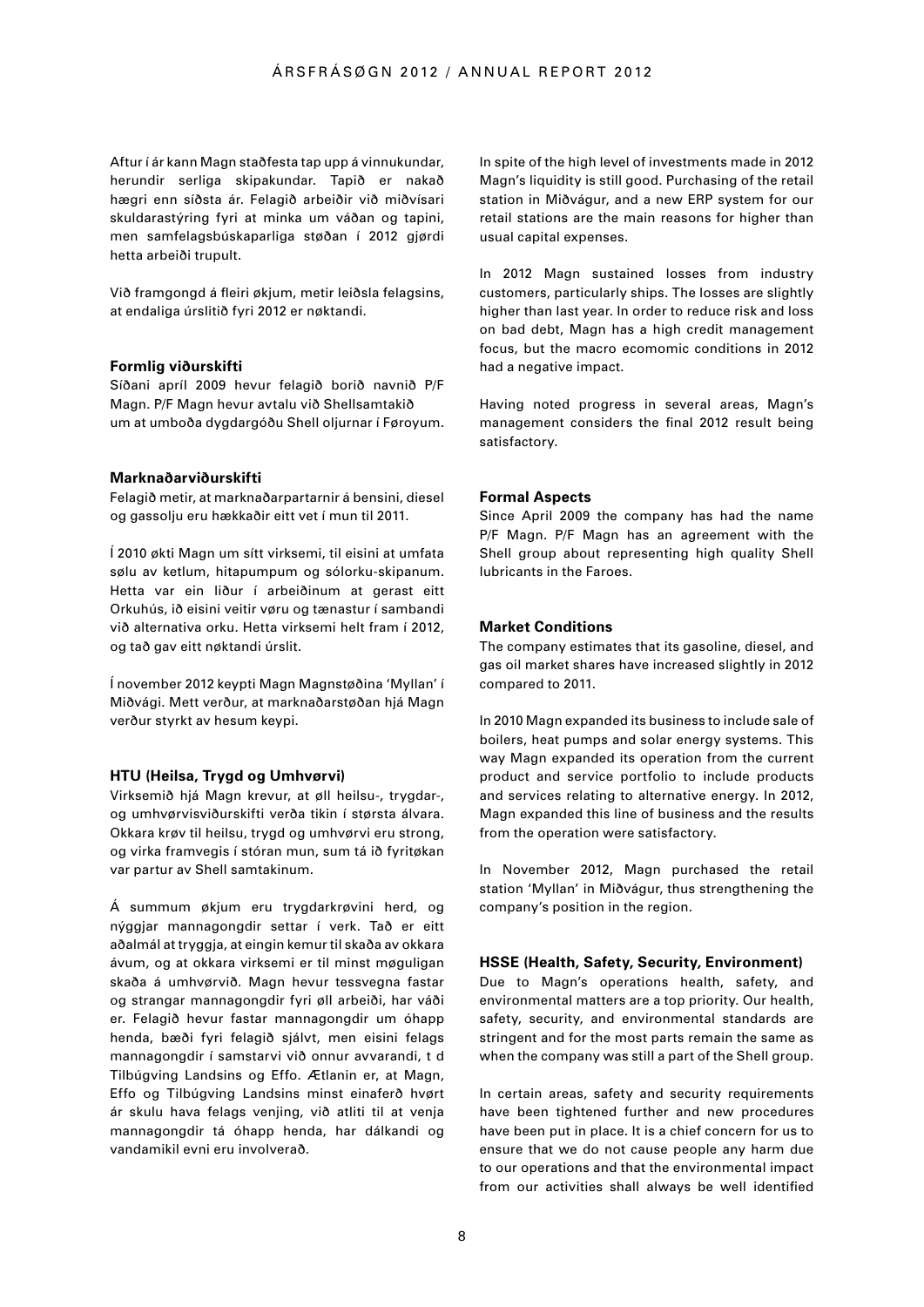Aftur í ár kann Magn staðfesta tap upp á vinnukundar, herundir serliga skipakundar. Tapið er nakað hægri enn síðsta ár. Felagið arbeiðir við miðvísari skuldarastýring fyri at minka um váðan og tapini, men samfelagsbúskaparliga støðan í 2012 gjørdi hetta arbeiði trupult.

Við framgongd á fleiri økjum, metir leiðsla felagsins, at endaliga úrslitið fyri 2012 er nøktandi.

### Formlig viðurskifti

Síðani apríl 2009 hevur felagið borið navnið P/F Magn. P/F Magn hevur avtalu við Shellsamtakið um at umboða dygdargóðu Shell oljurnar í Føroyum.

### Marknaðarviðurskifti

Felagið metir, at marknaðarpartarnir á bensini, diesel og gassolju eru hækkaðir eitt vet í mun til 2011.

Í 2010 økti Magn um sítt virksemi, til eisini at umfata sølu av ketlum, hitapumpum og sólorku-skipanum. Hetta var ein liður í arbeiðinum at gerast eitt Orkuhús, ið eisini veitir vøru og tænastur í sambandi við alternativa orku. Hetta virksemi helt fram í 2012, og tað gav eitt nøktandi úrslit.

Í november 2012 keypti Magn Magnstøðina 'Myllan' í Miðvági. Mett verður, at marknaðarstøðan hjá Magn verður styrkt av hesum keypi.

### HTU (Heilsa, Trygd og Umhvørvi)

Virksemið hjá Magn krevur, at øll heilsu-, trygdar-, og umhvørvisviðurskifti verða tikin í størsta álvara. Okkara krøv til heilsu, trygd og umhvørvi eru strong, og virka framvegis í stóran mun, sum tá ið fyritøkan var partur av Shell samtakinum.

Á summum økjum eru trygdarkrøvini herd, og nýggjar mannagongdir settar í verk. Tað er eitt aðalmál at tryggja, at eingin kemur til skaða av okkara ávum, og at okkara virksemi er til minst møguligan skaða á umhvørvið. Magn hevur tessvegna fastar og strangar mannagongdir fyri øll arbeiði, har váði er. Felagið hevur fastar mannagongdir um óhapp henda, bæði fyri felagið sjálvt, men eisini felags mannagongdir í samstarvi við onnur avvarandi, t d Tilbúgving Landsins og Effo. Ætlanin er, at Magn, Effo og Tilbúgving Landsins minst einaferð hvørt ár skulu hava felags venjing, við atliti til at venja mannagongdir tá óhapp henda, har dálkandi og vandamikil evni eru involverað.

In spite of the high level of investments made in 2012 Magn's liquidity is still good. Purchasing of the retail station in Miðvágur, and a new ERP system for our retail stations are the main reasons for higher than usual capital expenses.

In 2012 Magn sustained losses from industry customers, particularly ships. The losses are slightly higher than last year. In order to reduce risk and loss on bad debt, Magn has a high credit management focus, but the macro ecomomic conditions in 2012 had a negative impact.

Having noted progress in several areas, Magn's management considers the final 2012 result being satisfactory.

### Formal Aspects

Since April 2009 the company has had the name P/F Magn. P/F Magn has an agreement with the Shell group about representing high quality Shell lubricants in the Faroes.

### Market Conditions

The company estimates that its gasoline, diesel, and gas oil market shares have increased slightly in 2012 compared to 2011.

In 2010 Magn expanded its business to include sale of boilers, heat pumps and solar energy systems. This way Magn expanded its operation from the current product and service portfolio to include products and services relating to alternative energy. In 2012, Magn expanded this line of business and the results from the operation were satisfactory.

In November 2012, Magn purchased the retail station 'Myllan' in Miðvágur, thus strengthening the company's position in the region.

### HSSE (Health, Safety, Security, Environment)

Due to Magn's operations health, safety, and environmental matters are a top priority. Our health, safety, security, and environmental standards are stringent and for the most parts remain the same as when the company was still a part of the Shell group.

In certain areas, safety and security requirements have been tightened further and new procedures have been put in place. It is a chief concern for us to ensure that we do not cause people any harm due to our operations and that the environmental impact from our activities shall always be well identified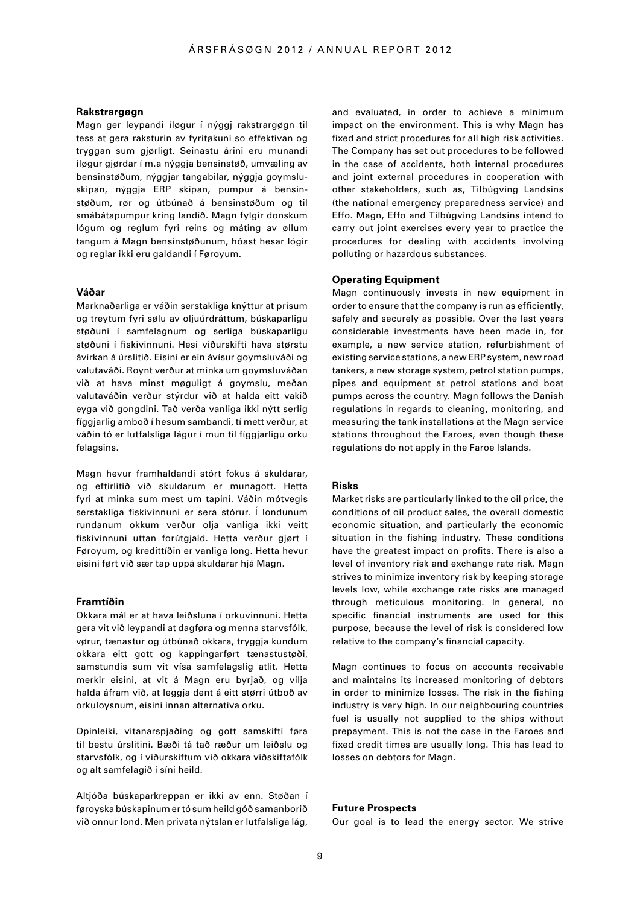### Rakstrargøgn

Magn ger leypandi íløgur í nýggj rakstrargøgn til tess at gera raksturin av fyritøkuni so effektivan og tryggan sum gjørligt. Seinastu árini eru munandi íløgur gjørdar í m.a nýggja bensinstøð, umvæling av bensinstøðum, nýggjar tangabilar, nýggja goymsluskipan, nýggja ERP skipan, pumpur á bensinstøðum, rør og útbúnað á bensinstøðum og til smábátapumpur kring landið. Magn fylgir donskum lógum og reglum fyri reins og máting av øllum tangum á Magn bensinstøðunum, hóast hesar lógir og reglar ikki eru galdandi í Føroyum.

### Váðar

Marknaðarliga er váðin serstakliga knýttur at prísum og treytum fyri sølu av oljuúrdráttum, búskaparligu støðuni í samfelagnum og serliga búskaparligu støðuni í fiskivinnuni. Hesi viðurskifti hava størstu ávirkan á úrslitið. Eisini er ein ávísur goymsluváði og valutaváði. Roynt verður at minka um goymsluváðan við at hava minst møguligt á goymslu, meðan valutaváðin verður stýrdur við at halda eitt vakið eyga við gongdini. Tað verða vanliga ikki nýtt serlig fíggjarlig amboð í hesum sambandi, tí mett verður, at váðin tó er lutfalsliga lágur í mun til fíggjarligu orku felagsins.

Magn hevur framhaldandi stórt fokus á skuldarar, og eftirlitið við skuldarum er munagott. Hetta fyri at minka sum mest um tapini. Váðin mótvegis serstakliga fiskivinnuni er sera stórur. Í londunum rundanum okkum verður olja vanliga ikki veitt fiskivinnuni uttan forútgjald. Hetta verður gjørt í Føroyum, og kredittíðin er vanliga long. Hetta hevur eisini ført við sær tap uppá skuldarar hjá Magn.

### Framtíðin

Okkara mál er at hava leiðsluna í orkuvinnuni. Hetta gera vit við leypandi at dagføra og menna starvsfólk, vørur, tænastur og útbúnað okkara, tryggja kundum okkara eitt gott og kappingarført tænastustøði, samstundis sum vit vísa samfelagslig atlit. Hetta merkir eisini, at vit á Magn eru byrjað, og vilja halda áfram við, at leggja dent á eitt størri útboð av orkuloysnum, eisini innan alternativa orku.

Opinleiki, vitanarspjaðing og gott samskifti føra til bestu úrslitini. Bæði tá tað ræður um leiðslu og starvsfólk, og í viðurskiftum við okkara viðskiftafólk og alt samfelagið í síni heild.

Altjóða búskaparkreppan er ikki av enn. Støðan í føroyska búskapinum er tó sum heild góð samanborið við onnur lond. Men privata nýtslan er lutfalsliga lág,

and evaluated, in order to achieve a minimum impact on the environment. This is why Magn has fixed and strict procedures for all high risk activities. The Company has set out procedures to be followed in the case of accidents, both internal procedures and joint external procedures in cooperation with other stakeholders, such as, Tilbúgving Landsins (the national emergency preparedness service) and Effo. Magn, Effo and Tilbúgving Landsins intend to carry out joint exercises every year to practice the procedures for dealing with accidents involving polluting or hazardous substances.

### Operating Equipment

Magn continuously invests in new equipment in order to ensure that the company is run as efficiently, safely and securely as possible. Over the last years considerable investments have been made in, for example, a new service station, refurbishment of existing service stations, a new ERP system, new road tankers, a new storage system, petrol station pumps, pipes and equipment at petrol stations and boat pumps across the country. Magn follows the Danish regulations in regards to cleaning, monitoring, and measuring the tank installations at the Magn service stations throughout the Faroes, even though these regulations do not apply in the Faroe Islands.

### Risks

Market risks are particularly linked to the oil price, the conditions of oil product sales, the overall domestic economic situation, and particularly the economic situation in the fishing industry. These conditions have the greatest impact on profits. There is also a level of inventory risk and exchange rate risk. Magn strives to minimize inventory risk by keeping storage levels low, while exchange rate risks are managed through meticulous monitoring. In general, no specific financial instruments are used for this purpose, because the level of risk is considered low relative to the company's financial capacity.

Magn continues to focus on accounts receivable and maintains its increased monitoring of debtors in order to minimize losses. The risk in the fishing industry is very high. In our neighbouring countries fuel is usually not supplied to the ships without prepayment. This is not the case in the Faroes and fixed credit times are usually long. This has lead to losses on debtors for Magn.

### Future Prospects

Our goal is to lead the energy sector. We strive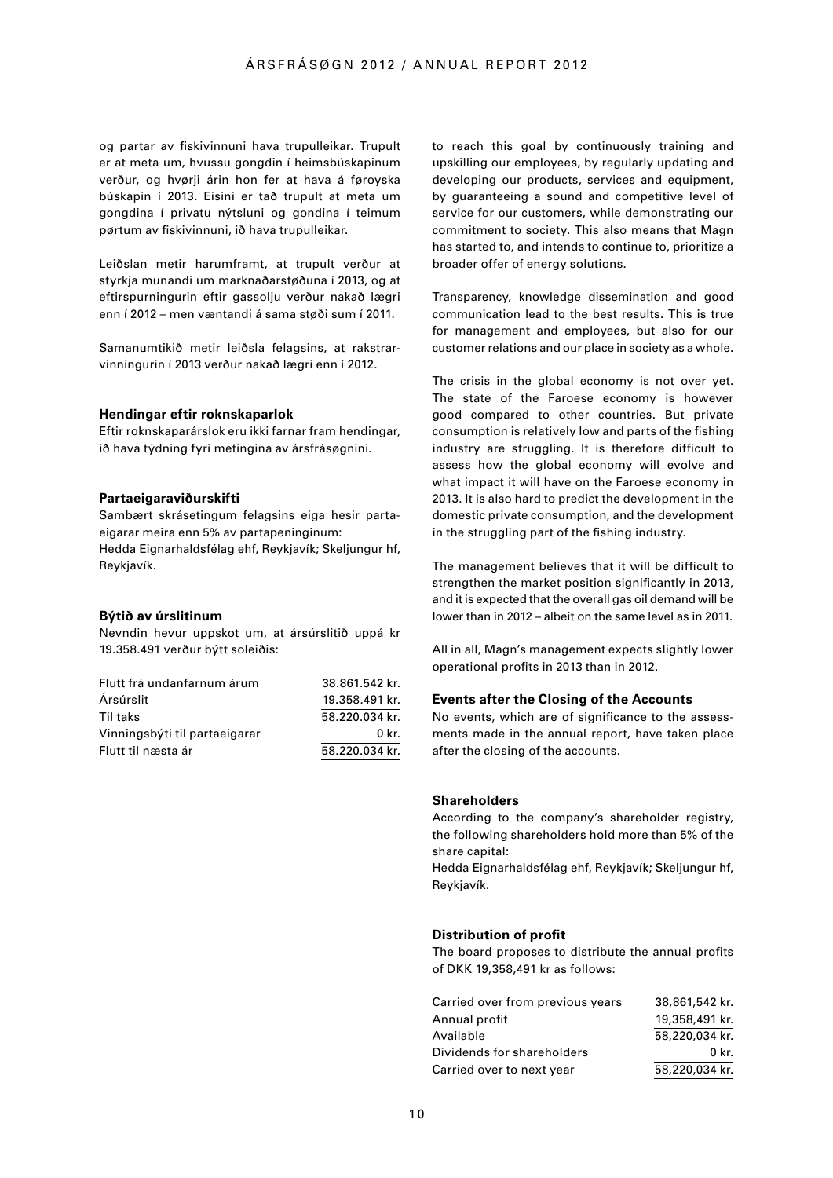og partar av fiskivinnuni hava trupulleikar. Trupult er at meta um, hvussu gongdin í heimsbúskapinum verður, og hvørji árin hon fer at hava á føroyska búskapin í 2013. Eisini er tað trupult at meta um gongdina í privatu nýtsluni og gondina í teimum pørtum av fiskivinnuni, ið hava trupulleikar.

Leiðslan metir harumframt, at trupult verður at styrkja munandi um marknaðarstøðuna í 2013, og at eftirspurningurin eftir gassolju verður nakað lægri enn í 2012 – men væntandi á sama støði sum í 2011.

Samanumtikið metir leiðsla felagsins, at rakstrarvinningurin í 2013 verður nakað lægri enn í 2012.

#### Hendingar eftir roknskaparlok

Eftir roknskaparárslok eru ikki farnar fram hendingar, ið hava týdning fyri metingina av ársfrásøgnini.

#### Partaeigaraviðurskifti

Sambært skrásetingum felagsins eiga hesir partaeigarar meira enn 5% av partapeninginum:
Hedda Eignarhaldsfélag ehf, Reykjavík; Skeljungur hf, Reykjavík.

#### Býtið av úrslitinum

Nevndin hevur uppskot um, at ársúrslitið uppá kr 19.358.491 verður býtt soleiðis:

| | |
|---|---|
| Flutt frá undanfarnum árum | 38.861.542 kr. |
| Ársúrslit | 19.358.491 kr. |
| Til taks | 58.220.034 kr. |
| Vinningsbýti til partaeigarar | 0 kr. |
| Flutt til næsta ár | 58.220.034 kr. |

to reach this goal by continuously training and upskilling our employees, by regularly updating and developing our products, services and equipment, by guaranteeing a sound and competitive level of service for our customers, while demonstrating our commitment to society. This also means that Magn has started to, and intends to continue to, prioritize a broader offer of energy solutions.

Transparency, knowledge dissemination and good communication lead to the best results. This is true for management and employees, but also for our customer relations and our place in society as a whole.

The crisis in the global economy is not over yet. The state of the Faroese economy is however good compared to other countries. But private consumption is relatively low and parts of the fishing industry are struggling. It is therefore difficult to assess how the global economy will evolve and what impact it will have on the Faroese economy in 2013. It is also hard to predict the development in the domestic private consumption, and the development in the struggling part of the fishing industry.

The management believes that it will be difficult to strengthen the market position significantly in 2013, and it is expected that the overall gas oil demand will be lower than in 2012 – albeit on the same level as in 2011.

All in all, Magn's management expects slightly lower operational profits in 2013 than in 2012.

#### Events after the Closing of the Accounts

No events, which are of significance to the assessments made in the annual report, have taken place after the closing of the accounts.

#### Shareholders

According to the company's shareholder registry, the following shareholders hold more than 5% of the share capital:
Hedda Eignarhaldsfélag ehf, Reykjavík; Skeljungur hf, Reykjavík.

#### Distribution of profit

The board proposes to distribute the annual profits of DKK 19,358,491 kr as follows:

| | |
|---|---|
| Carried over from previous years | 38,861,542 kr. |
| Annual profit | 19,358,491 kr. |
| Available | 58,220,034 kr. |
| Dividends for shareholders | 0 kr. |
| Carried over to next year | 58,220,034 kr. |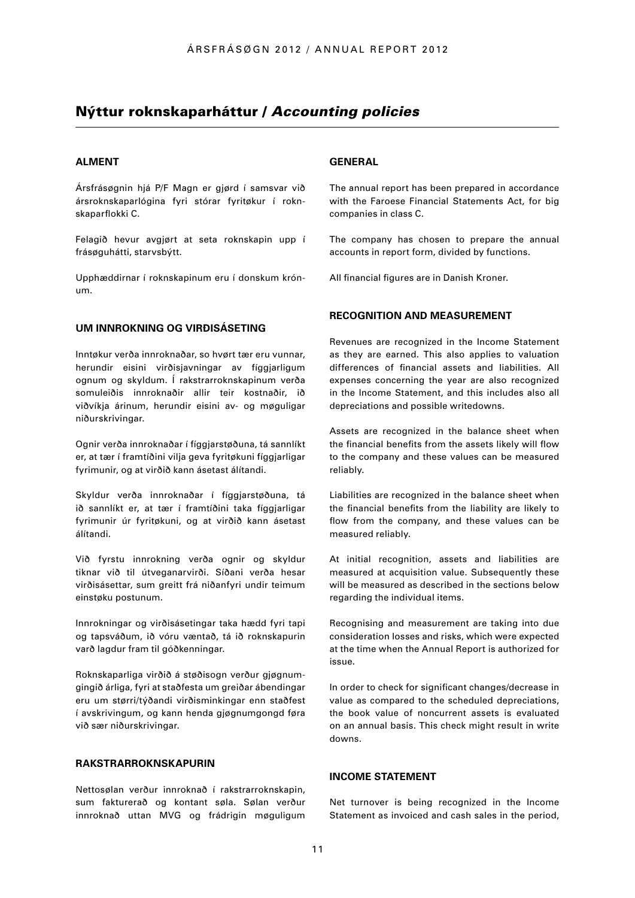# Nýttur roknskaparháttur / *Accounting policies*

## ALMENT

Ársfrásøgnin hjá P/F Magn er gjørd í samsvar við ársroknskaparlógina fyri stórar fyritøkur í roknskaparflokki C.

Felagið hevur avgjørt at seta roknskapin upp í frásøguhátti, starvsbýtt.

Upphæddirnar í roknskapinum eru í donskum krónum.

## UM INNROKNING OG VIRÐISÁSETING

Inntøkur verða innroknaðar, so hvørt tær eru vunnar, herundir eisini virðisjavningar av fíggjarligum ognum og skyldum. Í rakstrarroknskapinum verða somuleiðis innroknaðir allir teir kostnaðir, ið viðvíkja árinum, herundir eisini av- og møguligar niðurskrivingar.

Ognir verða innroknaðar í fíggjarstøðuna, tá sannlíkt er, at tær í framtíðini vilja geva fyritøkuni fíggjarligar fyrimunir, og at virðið kann ásetast álítandi.

Skyldur verða innroknaðar í fíggjarstøðuna, tá ið sannlíkt er, at tær í framtíðini taka fíggjarligar fyrimunir úr fyritøkuni, og at virðið kann ásetast álítandi.

Við fyrstu innrokning verða ognir og skyldur tiknar við til útveganarvirði. Síðani verða hesar virðisásettar, sum greitt frá niðanfyri undir teimum einstøku postunum.

Innrokningar og virðisásetingar taka hædd fyri tapi og tapsváðum, ið vóru væntað, tá ið roknskapurin varð lagdur fram til góðkenningar.

Roknskaparliga virðið á støðisogn verður gjøgnumgingið árliga, fyri at staðfesta um greiðar ábendingar eru um størri/týðandi virðisminkingar enn staðfest í avskrivingum, og kann henda gjøgnumgongd føra við sær niðurskrivingar.

## RAKSTRARROKNSKAPURIN

Nettosølan verður innroknað í rakstrarroknskapin, sum fakturerað og kontant søla. Sølan verður innroknað uttan MVG og frádrigin møguligum

## GENERAL

The annual report has been prepared in accordance with the Faroese Financial Statements Act, for big companies in class C.

The company has chosen to prepare the annual accounts in report form, divided by functions.

All financial figures are in Danish Kroner.

## RECOGNITION AND MEASUREMENT

Revenues are recognized in the Income Statement as they are earned. This also applies to valuation differences of financial assets and liabilities. All expenses concerning the year are also recognized in the Income Statement, and this includes also all depreciations and possible writedowns.

Assets are recognized in the balance sheet when the financial benefits from the assets likely will flow to the company and these values can be measured reliably.

Liabilities are recognized in the balance sheet when the financial benefits from the liability are likely to flow from the company, and these values can be measured reliably.

At initial recognition, assets and liabilities are measured at acquisition value. Subsequently these will be measured as described in the sections below regarding the individual items.

Recognising and measurement are taking into due consideration losses and risks, which were expected at the time when the Annual Report is authorized for issue.

In order to check for significant changes/decrease in value as compared to the scheduled depreciations, the book value of noncurrent assets is evaluated on an annual basis. This check might result in write downs.

## INCOME STATEMENT

Net turnover is being recognized in the Income Statement as invoiced and cash sales in the period,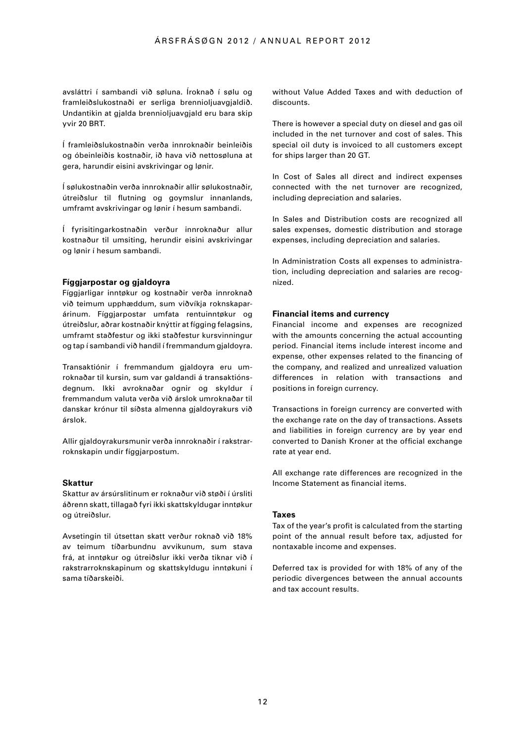avsláttri í sambandi við søluna. Íroknað í sølu og framleiðslukostnaði er serliga brennioljuavgjaldið. Undantikin at gjalda brennioljuavgjald eru bara skip yvir 20 BRT.

Í framleiðslukostnaðin verða innroknaðir beinleiðis og óbeinleiðis kostnaðir, ið hava við nettosøluna at gera, harundir eisini avskrivingar og lønir.

Í sølukostnaðin verða innroknaðir allir sølukostnaðir, útreiðslur til flutning og goymslur innanlands, umframt avskrivingar og lønir í hesum sambandi.

Í fyrisitingarkostnaðin verður innroknaður allur kostnaður til umsiting, herundir eisini avskrivingar og lønir í hesum sambandi.

### Fíggjarpostar og gjaldoyra

Fíggjarligar inntøkur og kostnaðir verða innroknað við teimum upphæddum, sum viðvíkja roknskaparárinum. Fíggjarpostar umfata rentuinntøkur og útreiðslur, aðrar kostnaðir knýttir at fígging felagsins, umframt staðfestur og ikki staðfestur kursvinningur og tap í sambandi við handil í fremmandum gjaldoyra.

Transaktiónir í fremmandum gjaldoyra eru umroknaðar til kursin, sum var galdandi á transaktiónsdegnum. Ikki avroknaðar ognir og skyldur í fremmandum valuta verða við árslok umroknaðar til danskar krónur til síðsta almenna gjaldoyrakurs við árslok.

Allir gjaldoyrakursmunir verða innroknaðir í rakstrarroknskapin undir fíggjarpostum.

### Skattur

Skattur av ársúrslitinum er roknaður við støði í úrsliti áðrenn skatt, tillagað fyri ikki skattskyldugar inntøkur og útreiðslur.

Avsetingin til útsettan skatt verður roknað við 18% av teimum tíðarbundnu avvikunum, sum stava frá, at inntøkur og útreiðslur ikki verða tiknar við í rakstrarroknskapinum og skattskyldugu inntøkuni í sama tíðarskeiði.

without Value Added Taxes and with deduction of discounts.

There is however a special duty on diesel and gas oil included in the net turnover and cost of sales. This special oil duty is invoiced to all customers except for ships larger than 20 GT.

In Cost of Sales all direct and indirect expenses connected with the net turnover are recognized, including depreciation and salaries.

In Sales and Distribution costs are recognized all sales expenses, domestic distribution and storage expenses, including depreciation and salaries.

In Administration Costs all expenses to administration, including depreciation and salaries are recognized.

### Financial items and currency

Financial income and expenses are recognized with the amounts concerning the actual accounting period. Financial items include interest income and expense, other expenses related to the financing of the company, and realized and unrealized valuation differences in relation with transactions and positions in foreign currency.

Transactions in foreign currency are converted with the exchange rate on the day of transactions. Assets and liabilities in foreign currency are by year end converted to Danish Kroner at the official exchange rate at year end.

All exchange rate differences are recognized in the Income Statement as financial items.

### Taxes

Tax of the year's profit is calculated from the starting point of the annual result before tax, adjusted for nontaxable income and expenses.

Deferred tax is provided for with 18% of any of the periodic divergences between the annual accounts and tax account results.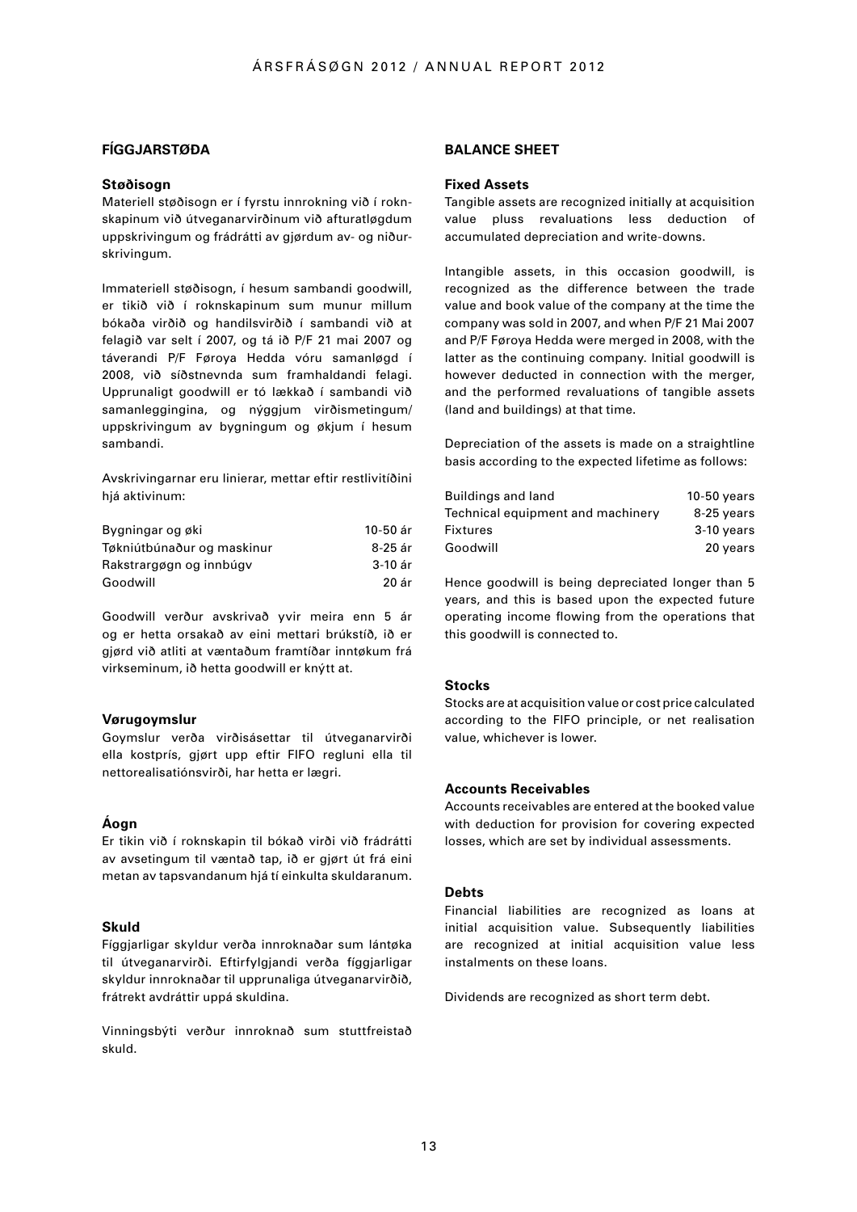## FÍGGJARSTØÐA

### Støðisogn

Materiell støðisogn er í fyrstu innrokning við í roknskapinum við útveganarvirðinum við afturatløgdum uppskrivingum og frádrátti av gjørdum av- og niðurskrivingum.

Immateriell støðisogn, í hesum sambandi goodwill, er tikið við í roknskapinum sum munur millum bókaða virðið og handilsvirðið í sambandi við at felagið var selt í 2007, og tá ið P/F 21 mai 2007 og táverandi P/F Føroya Hedda vóru samanløgd í 2008, við síðstnevnda sum framhaldandi felagi. Upprunaligt goodwill er tó lækkað í sambandi við samanleggingina, og nýggjum virðismetingum/ uppskrivingum av bygningum og økjum í hesum sambandi.

Avskrivingarnar eru linierar, mettar eftir restlivitíðini hjá aktivinum:

| | |
|---|---|
| Bygningar og øki | 10-50 ár |
| Tøkniútbúnaður og maskinur | 8-25 ár |
| Rakstrargøgn og innbúgv | 3-10 ár |
| Goodwill | 20 ár |

Goodwill verður avskrivað yvir meira enn 5 ár og er hetta orsakað av eini mettari brúkstíð, ið er gjørd við atliti at væntaðum framtíðar inntøkum frá virkseminum, ið hetta goodwill er knýtt at.

### Vørugoymslur

Goymslur verða virðisásettar til útveganarvirði ella kostprís, gjørt upp eftir FIFO regluni ella til nettorealisatiónsvirði, har hetta er lægri.

### Áogn

Er tikin við í roknskapin til bókað virði við frádrátti av avsetingum til væntað tap, ið er gjørt út frá eini metan av tapsvandanum hjá tí einkulta skuldaranum.

### Skuld

Fíggjarligar skyldur verða innroknaðar sum lántøka til útveganarvirði. Eftirfylgjandi verða fíggjarligar skyldur innroknaðar til upprunaliga útveganarvirðið, frátrekt avdráttir uppá skuldina.

Vinningsbýti verður innroknað sum stuttfreistað skuld.

## BALANCE SHEET

### Fixed Assets

Tangible assets are recognized initially at acquisition value pluss revaluations less deduction of accumulated depreciation and write-downs.

Intangible assets, in this occasion goodwill, is recognized as the difference between the trade value and book value of the company at the time the company was sold in 2007, and when P/F 21 Mai 2007 and P/F Føroya Hedda were merged in 2008, with the latter as the continuing company. Initial goodwill is however deducted in connection with the merger, and the performed revaluations of tangible assets (land and buildings) at that time.

Depreciation of the assets is made on a straightline basis according to the expected lifetime as follows:

| | |
|---|---|
| Buildings and land | 10-50 years |
| Technical equipment and machinery | 8-25 years |
| Fixtures | 3-10 years |
| Goodwill | 20 years |

Hence goodwill is being depreciated longer than 5 years, and this is based upon the expected future operating income flowing from the operations that this goodwill is connected to.

### Stocks

Stocks are at acquisition value or cost price calculated according to the FIFO principle, or net realisation value, whichever is lower.

### Accounts Receivables

Accounts receivables are entered at the booked value with deduction for provision for covering expected losses, which are set by individual assessments.

### Debts

Financial liabilities are recognized as loans at initial acquisition value. Subsequently liabilities are recognized at initial acquisition value less instalments on these loans.

Dividends are recognized as short term debt.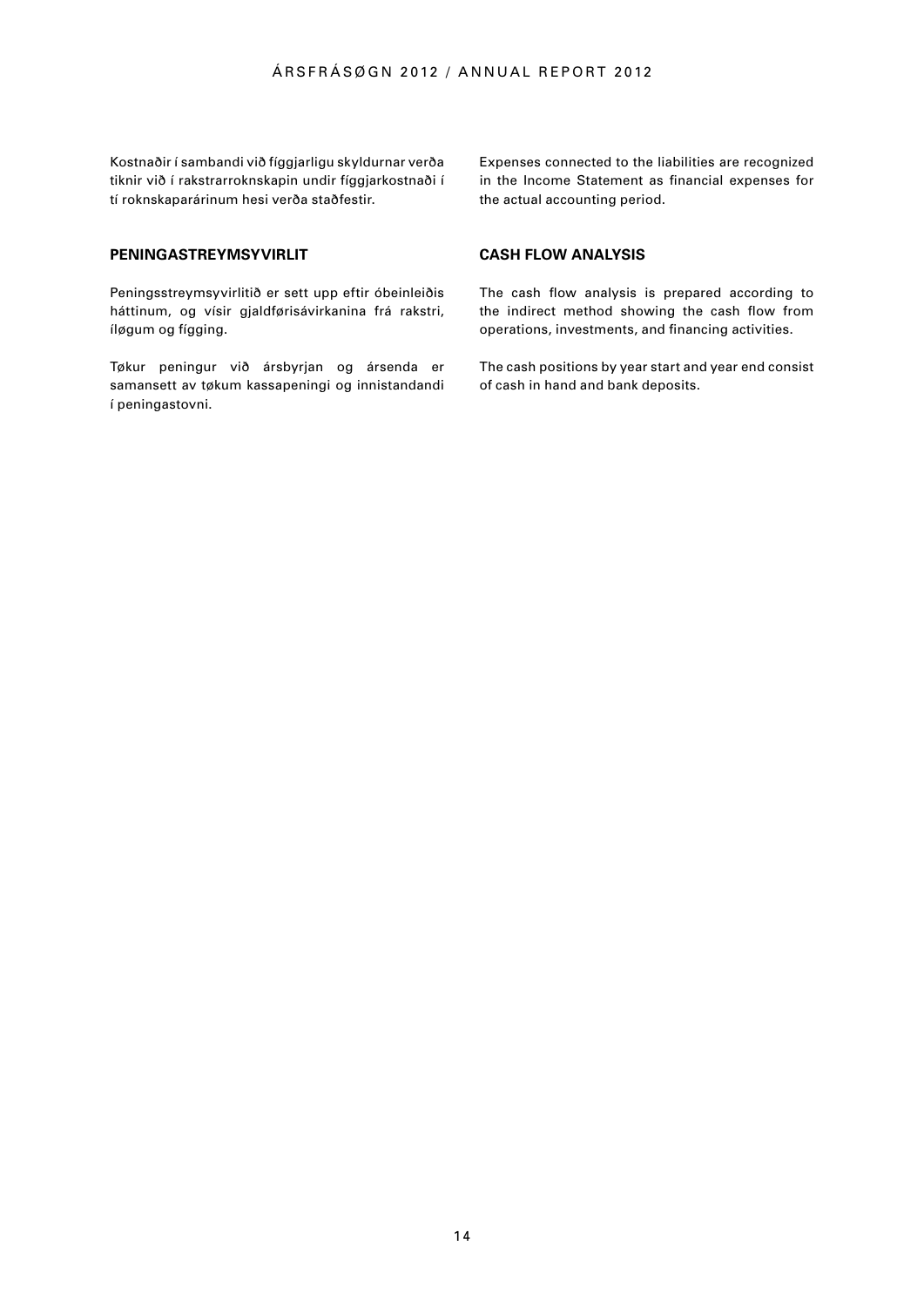Kostnaðir í sambandi við fíggjarligu skyldurnar verða tiknir við í rakstrarroknskapin undir fíggjarkostnaði í tí roknskaparárinum hesi verða staðfestir.

Expenses connected to the liabilities are recognized in the Income Statement as financial expenses for the actual accounting period.

## PENINGASTREYMSYVIRLIT

Peningsstreymsyvirlitið er sett upp eftir óbeinleiðis háttinum, og vísir gjaldførisávirkanina frá rakstri, íløgum og fígging.

Tøkur peningur við ársbyrjan og ársenda er samansett av tøkum kassapeningi og innistandandi í peningastovni.

## CASH FLOW ANALYSIS

The cash flow analysis is prepared according to the indirect method showing the cash flow from operations, investments, and financing activities.

The cash positions by year start and year end consist of cash in hand and bank deposits.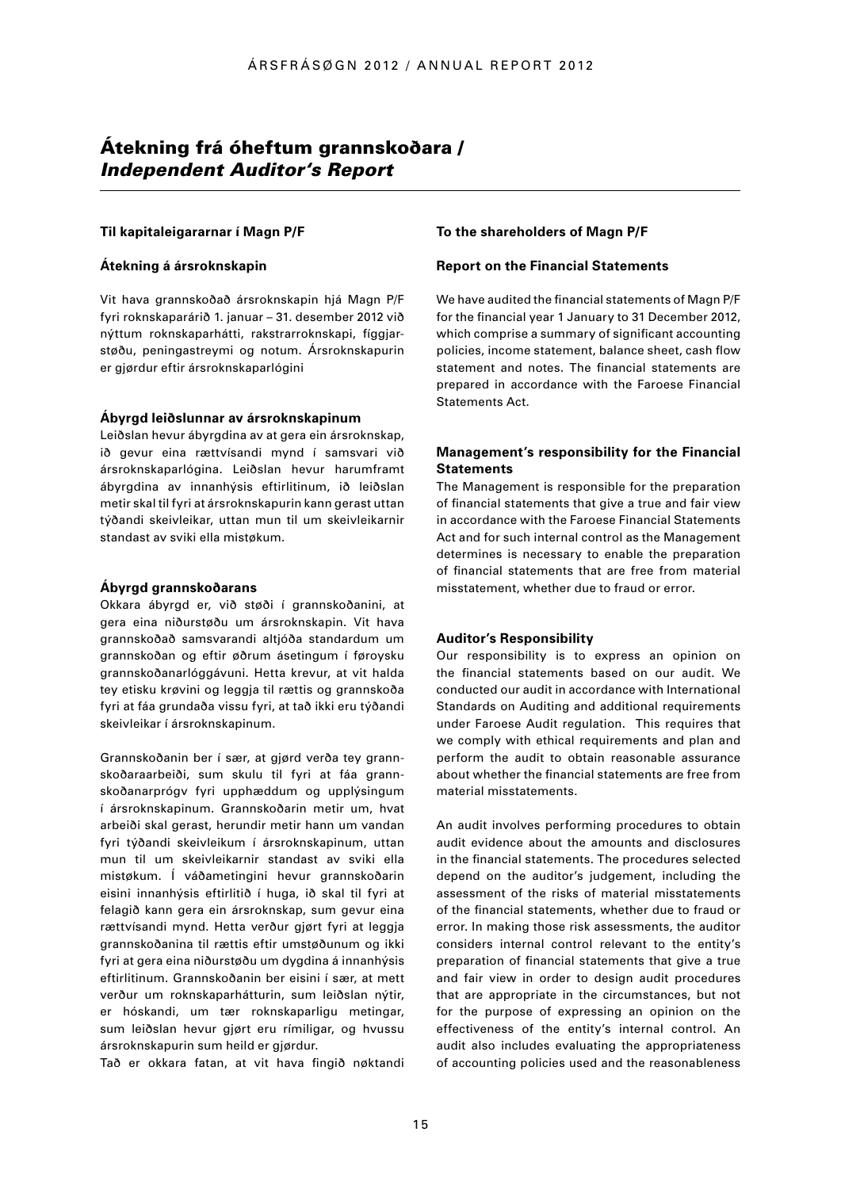# Átekning frá óheftum grannskoðara / *Independent Auditor's Report*

**Til kapitaleigararnar í Magn P/F**

**Átekning á ársroknskapin**

Vit hava grannskoðað ársroknskapin hjá Magn P/F fyri roknskaparárið 1. januar – 31. desember 2012 við nýttum roknskaparhátti, rakstrarroknskapi, fíggjarstøðu, peningastreymi og notum. Ársroknskapurin er gjørdur eftir ársroknskaparlógini

**Ábyrgd leiðslunnar av ársroknskapinum**

Leiðslan hevur ábyrgdina av at gera ein ársroknskap, ið gevur eina rættvísandi mynd í samsvari við ársroknskaparlógina. Leiðslan hevur harumframt ábyrgdina av innanhýsis eftirlitinum, ið leiðslan metir skal til fyri at ársroknskapurin kann gerast uttan týðandi skeivleikar, uttan mun til um skeivleikarnir standast av sviki ella mistøkum.

**Ábyrgd grannskoðarans**

Okkara ábyrgd er, við støði í grannskoðanini, at gera eina niðurstøðu um ársroknskapin. Vit hava grannskoðað samsvarandi altjóða standardum um grannskoðan og eftir øðrum ásetingum í føroysku grannskoðanarlóggávuni. Hetta krevur, at vit halda tey etisku krøvini og leggja til rættis og grannskoða fyri at fáa grundaða vissu fyri, at tað ikki eru týðandi skeivleikar í ársroknskapinum.

Grannskoðanin ber í sær, at gjørd verða tey grannskoðaraarbeiði, sum skulu til fyri at fáa grannskoðanarprógv fyri upphæddum og upplýsingum í ársroknskapinum. Grannskoðarin metir um, hvat arbeiði skal gerast, herundir metir hann um vandan fyri týðandi skeivleikum í ársroknskapinum, uttan mun til um skeivleikarnir standast av sviki ella mistøkum. Í váðametingini hevur grannskoðarin eisini innanhýsis eftirlitið í huga, ið skal til fyri at felagið kann gera ein ársroknskap, sum gevur eina rættvísandi mynd. Hetta verður gjørt fyri at leggja grannskoðanina til rættis eftir umstøðunum og ikki fyri at gera eina niðurstøðu um dygdina á innanhýsis eftirlitinum. Grannskoðanin ber eisini í sær, at mett verður um roknskaparhátturin, sum leiðslan nýtir, er hóskandi, um tær roknskaparligu metingar, sum leiðslan hevur gjørt eru rímiligar, og hvussu ársroknskapurin sum heild er gjørdur.

Tað er okkara fatan, at vit hava fingið nøktandi

**To the shareholders of Magn P/F**

**Report on the Financial Statements**

We have audited the financial statements of Magn P/F for the financial year 1 January to 31 December 2012, which comprise a summary of significant accounting policies, income statement, balance sheet, cash flow statement and notes. The financial statements are prepared in accordance with the Faroese Financial Statements Act.

**Management's responsibility for the Financial Statements**

The Management is responsible for the preparation of financial statements that give a true and fair view in accordance with the Faroese Financial Statements Act and for such internal control as the Management determines is necessary to enable the preparation of financial statements that are free from material misstatement, whether due to fraud or error.

**Auditor's Responsibility**

Our responsibility is to express an opinion on the financial statements based on our audit. We conducted our audit in accordance with International Standards on Auditing and additional requirements under Faroese Audit regulation. This requires that we comply with ethical requirements and plan and perform the audit to obtain reasonable assurance about whether the financial statements are free from material misstatements.

An audit involves performing procedures to obtain audit evidence about the amounts and disclosures in the financial statements. The procedures selected depend on the auditor's judgement, including the assessment of the risks of material misstatements of the financial statements, whether due to fraud or error. In making those risk assessments, the auditor considers internal control relevant to the entity's preparation of financial statements that give a true and fair view in order to design audit procedures that are appropriate in the circumstances, but not for the purpose of expressing an opinion on the effectiveness of the entity's internal control. An audit also includes evaluating the appropriateness of accounting policies used and the reasonableness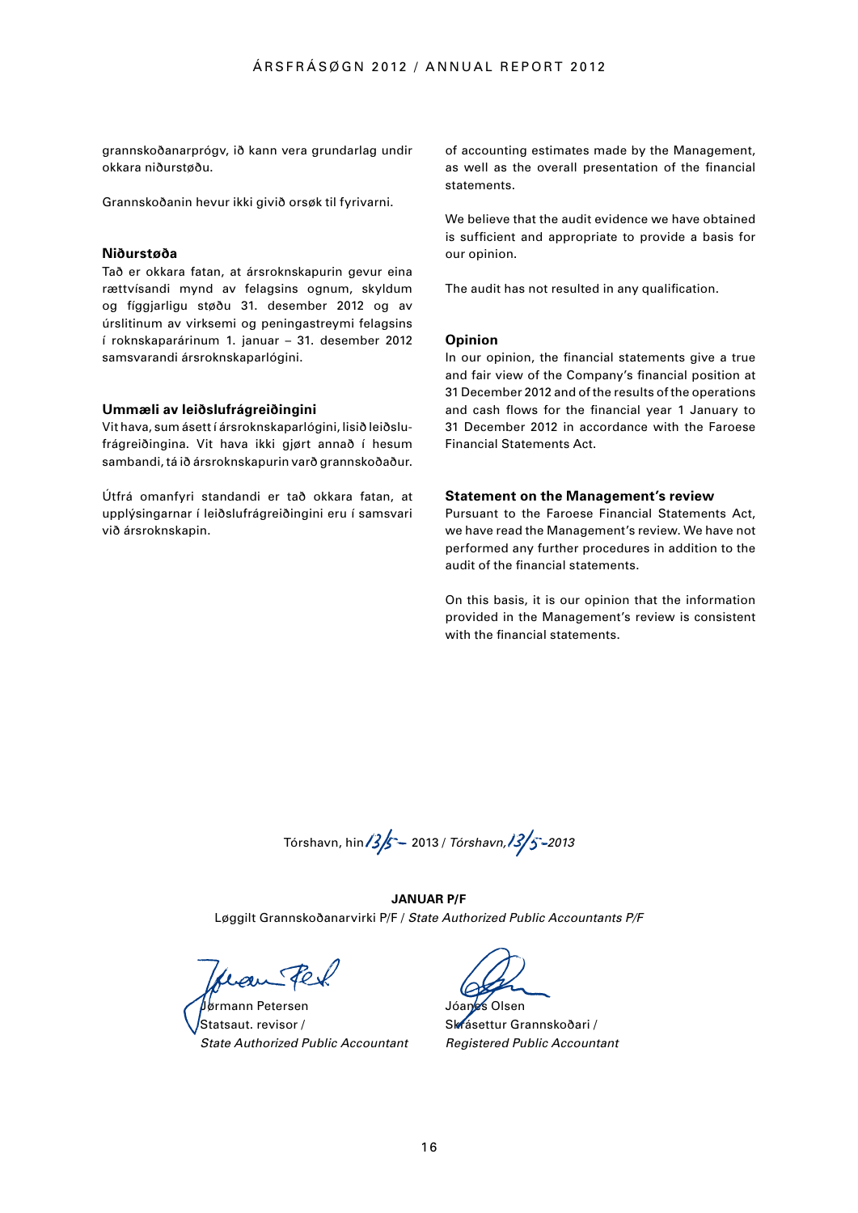grannskoðanarprógv, ið kann vera grundarlag undir okkara niðurstøðu.

Grannskoðanin hevur ikki givið orsøk til fyrivarni.

### Niðurstøða

Tað er okkara fatan, at ársroknskapurin gevur eina rættvísandi mynd av felagsins ognum, skyldum og fíggjarligu støðu 31. desember 2012 og av úrslitinum av virksemi og peningastreymi felagsins í roknskaparárinum 1. januar – 31. desember 2012 samsvarandi ársroknskaparlógini.

### Ummæli av leiðslufrágreiðingini

Vit hava, sum ásett í ársroknskaparlógini, lisið leiðslufrágreiðingina. Vit hava ikki gjørt annað í hesum sambandi, tá ið ársroknskapurin varð grannskoðaður.

Útfrá omanfyri standandi er tað okkara fatan, at upplýsingarnar í leiðslufrágreiðingini eru í samsvari við ársroknskapin.

of accounting estimates made by the Management, as well as the overall presentation of the financial statements.

We believe that the audit evidence we have obtained is sufficient and appropriate to provide a basis for our opinion.

The audit has not resulted in any qualification.

### Opinion

In our opinion, the financial statements give a true and fair view of the Company's financial position at 31 December 2012 and of the results of the operations and cash flows for the financial year 1 January to 31 December 2012 in accordance with the Faroese Financial Statements Act.

### Statement on the Management's review

Pursuant to the Faroese Financial Statements Act, we have read the Management's review. We have not performed any further procedures in addition to the audit of the financial statements.

On this basis, it is our opinion that the information provided in the Management's review is consistent with the financial statements.

Tórshavn, hin 13/5 – 2013 / *Tórshavn, 13/5-2013*

**JANUAR P/F**

Løggilt Grannskoðanarvirki P/F / *State Authorized Public Accountants P/F*

Jørmann Petersen
Statsaut. revisor /
*State Authorized Public Accountant*

Jóanes Olsen
Skrásettur Grannskoðari /
*Registered Public Accountant*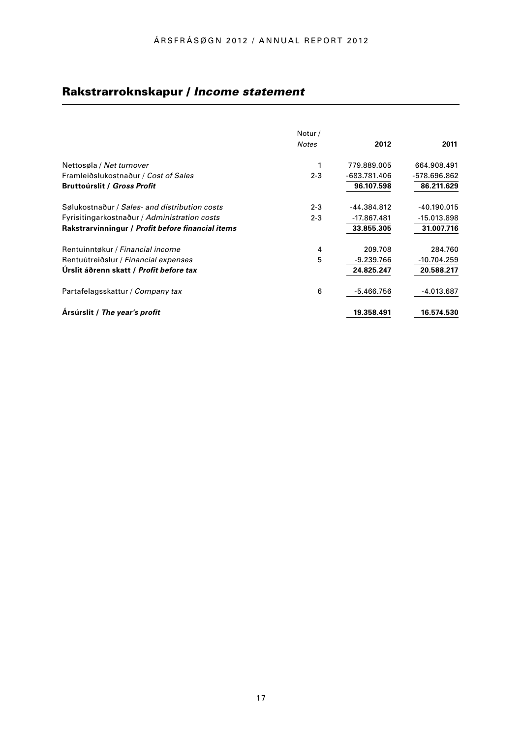## Rakstrarroknskapur / *Income statement*

| | Notur / *Notes* | 2012 | 2011 |
|---|---|---|---|
| Nettosøla / *Net turnover* | 1 | 779.889.005 | 664.908.491 |
| Framleiðslukostnaður / *Cost of Sales* | 2-3 | -683.781.406 | -578.696.862 |
| **Bruttoúrslit / *Gross Profit*** | | **96.107.598** | **86.211.629** |
| Sølukostnaður / *Sales- and distribution costs* | 2-3 | -44.384.812 | -40.190.015 |
| Fyrisitingarkostnaður / *Administration costs* | 2-3 | -17.867.481 | -15.013.898 |
| **Rakstrarvinningur / *Profit before financial items*** | | **33.855.305** | **31.007.716** |
| Rentuinntøkur / *Financial income* | 4 | 209.708 | 284.760 |
| Rentuútreiðslur / *Financial expenses* | 5 | -9.239.766 | -10.704.259 |
| **Úrslit áðrenn skatt / *Profit before tax*** | | **24.825.247** | **20.588.217** |
| Partafelagsskattur / *Company tax* | 6 | -5.466.756 | -4.013.687 |
| **Ársúrslit / *The year's profit*** | | **19.358.491** | **16.574.530** |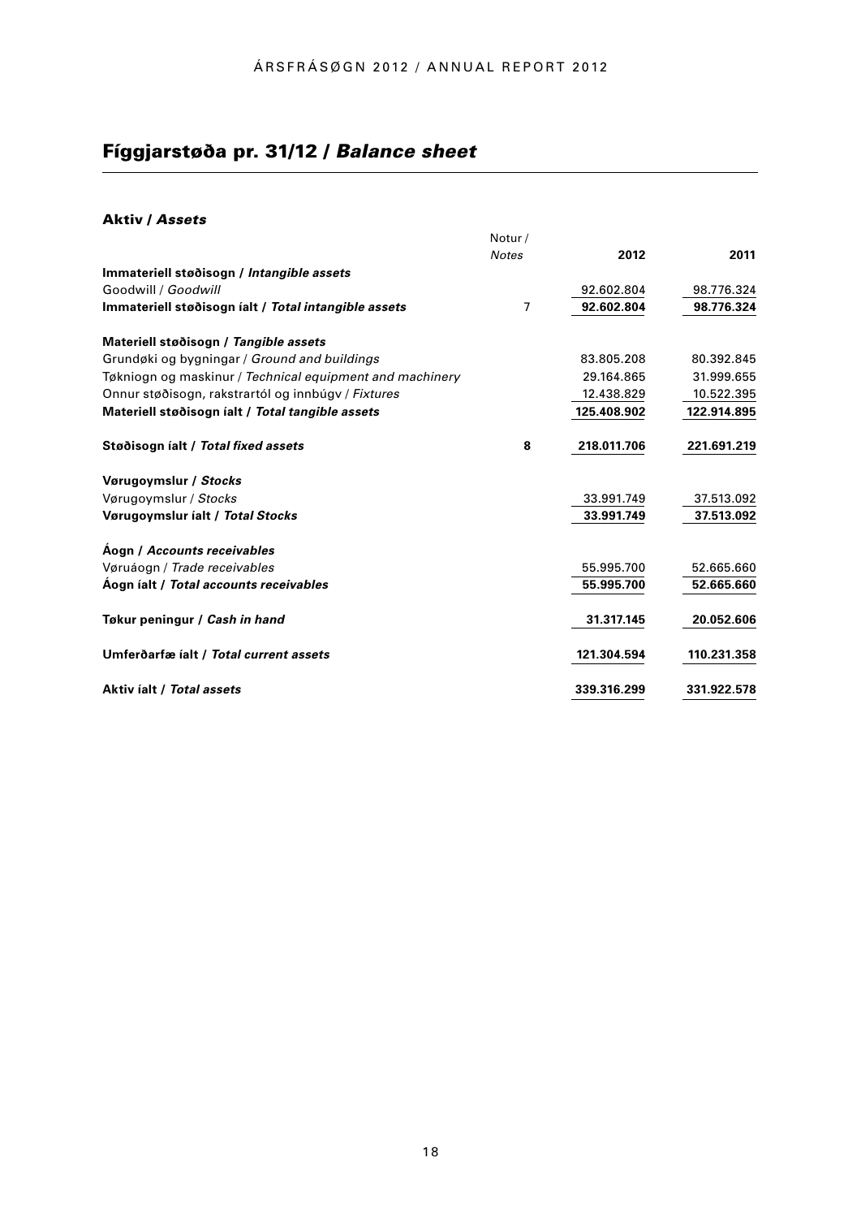# Fíggjarstøða pr. 31/12 / *Balance sheet*

## Aktiv / *Assets*

| | Notur / *Notes* | 2012 | 2011 |
|---|---|---|---|
| **Immateriell støðisogn / *Intangible assets*** | | | |
| Goodwill / *Goodwill* | | 92.602.804 | 98.776.324 |
| **Immateriell støðisogn íalt / *Total intangible assets*** | 7 | **92.602.804** | **98.776.324** |
| | | | |
| **Materiell støðisogn / *Tangible assets*** | | | |
| Grundøki og bygningar / *Ground and buildings* | | 83.805.208 | 80.392.845 |
| Tøkniogn og maskinur / *Technical equipment and machinery* | | 29.164.865 | 31.999.655 |
| Onnur støðisogn, rakstrartól og innbúgv / *Fixtures* | | 12.438.829 | 10.522.395 |
| **Materiell støðisogn íalt / *Total tangible assets*** | | **125.408.902** | **122.914.895** |
| | | | |
| **Støðisogn íalt / *Total fixed assets*** | 8 | **218.011.706** | **221.691.219** |
| | | | |
| **Vørugoymslur / *Stocks*** | | | |
| Vørugoymslur / *Stocks* | | 33.991.749 | 37.513.092 |
| **Vørugoymslur íalt / *Total Stocks*** | | **33.991.749** | **37.513.092** |
| | | | |
| **Áogn / *Accounts receivables*** | | | |
| Vøruáogn / *Trade receivables* | | 55.995.700 | 52.665.660 |
| **Áogn íalt / *Total accounts receivables*** | | **55.995.700** | **52.665.660** |
| | | | |
| **Tøkur peningur / *Cash in hand*** | | **31.317.145** | **20.052.606** |
| | | | |
| **Umferðarfæ íalt / *Total current assets*** | | **121.304.594** | **110.231.358** |
| | | | |
| **Aktiv íalt / *Total assets*** | | **339.316.299** | **331.922.578** |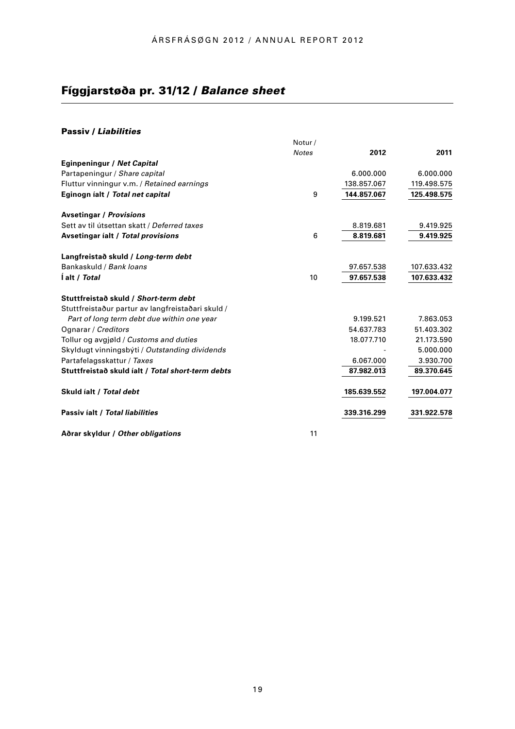# Fíggjarstøða pr. 31/12 / *Balance sheet*

### Passiv / *Liabilities*

| | Notur / *Notes* | 2012 | 2011 |
|---|---|---|---|
| **Eginpeningur / *Net Capital*** | | | |
| Partapeningur / *Share capital* | | 6.000.000 | 6.000.000 |
| Fluttur vinningur v.m. / *Retained earnings* | | 138.857.067 | 119.498.575 |
| **Eginogn íalt / *Total net capital*** | 9 | **144.857.067** | **125.498.575** |
| | | | |
| **Avsetingar / *Provisions*** | | | |
| Sett av til útsettan skatt / *Deferred taxes* | | 8.819.681 | 9.419.925 |
| **Avsetingar íalt / *Total provisions*** | 6 | **8.819.681** | **9.419.925** |
| | | | |
| **Langfreistað skuld / *Long-term debt*** | | | |
| Bankaskuld / *Bank loans* | | 97.657.538 | 107.633.432 |
| **Í alt / *Total*** | 10 | **97.657.538** | **107.633.432** |
| | | | |
| **Stuttfreistað skuld / *Short-term debt*** | | | |
| Stuttfreistaður partur av langfreistaðari skuld / *Part of long term debt due within one year* | | 9.199.521 | 7.863.053 |
| Ognarar / *Creditors* | | 54.637.783 | 51.403.302 |
| Tollur og avgjøld / *Customs and duties* | | 18.077.710 | 21.173.590 |
| Skyldugt vinningsbýti / *Outstanding dividends* | | - | 5.000.000 |
| Partafelagsskattur / *Taxes* | | 6.067.000 | 3.930.700 |
| **Stuttfreistað skuld íalt / *Total short-term debts*** | | **87.982.013** | **89.370.645** |
| | | | |
| **Skuld íalt / *Total debt*** | | **185.639.552** | **197.004.077** |
| | | | |
| **Passiv íalt / *Total liabilities*** | | **339.316.299** | **331.922.578** |
| | | | |
| **Aðrar skyldur / *Other obligations*** | 11 | | |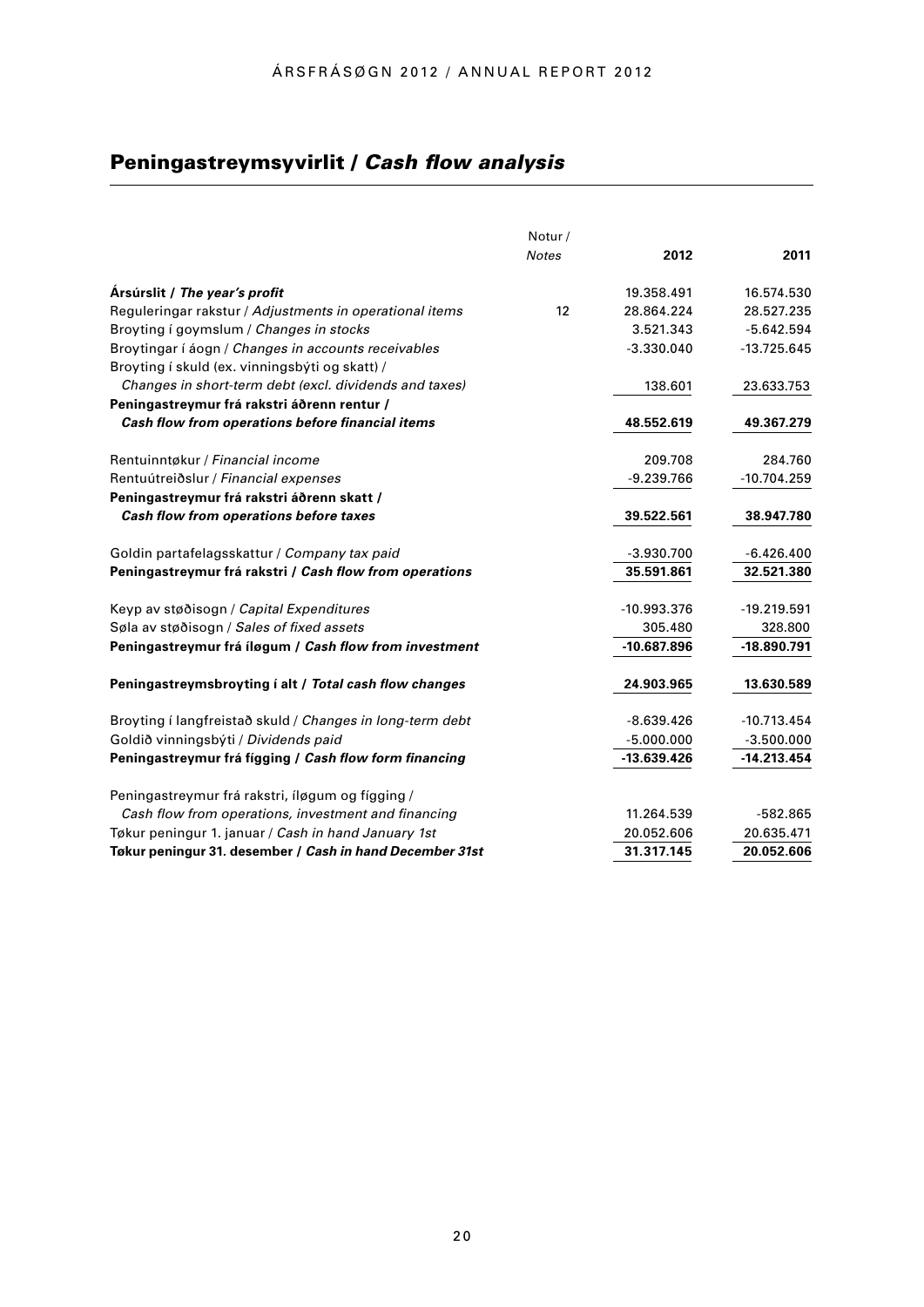## Peningastreymsyvirlit / *Cash flow analysis*

| | Notur / *Notes* | 2012 | 2011 |
|---|---|---|---|
| **Ársúrslit / *The year's profit*** | | 19.358.491 | 16.574.530 |
| Reguleringar rakstur / *Adjustments in operational items* | 12 | 28.864.224 | 28.527.235 |
| Broyting í goymslum / *Changes in stocks* | | 3.521.343 | -5.642.594 |
| Broytingar í áogn / *Changes in accounts receivables* | | -3.330.040 | -13.725.645 |
| Broyting í skuld (ex. vinningsbýti og skatt) / *Changes in short-term debt (excl. dividends and taxes)* | | 138.601 | 23.633.753 |
| **Peningastreymur frá rakstri áðrenn rentur / *Cash flow from operations before financial items*** | | **48.552.619** | **49.367.279** |
| Rentuinntøkur / *Financial income* | | 209.708 | 284.760 |
| Rentuútreiðslur / *Financial expenses* | | -9.239.766 | -10.704.259 |
| **Peningastreymur frá rakstri áðrenn skatt / *Cash flow from operations before taxes*** | | **39.522.561** | **38.947.780** |
| Goldin partafelagsskattur / *Company tax paid* | | -3.930.700 | -6.426.400 |
| **Peningastreymur frá rakstri / *Cash flow from operations*** | | **35.591.861** | **32.521.380** |
| Keyp av støðisogn / *Capital Expenditures* | | -10.993.376 | -19.219.591 |
| Søla av støðisogn / *Sales of fixed assets* | | 305.480 | 328.800 |
| **Peningastreymur frá íløgum / *Cash flow from investment*** | | **-10.687.896** | **-18.890.791** |
| **Peningastreymsbroyting í alt / *Total cash flow changes*** | | **24.903.965** | **13.630.589** |
| Broyting í langfreistað skuld / *Changes in long-term debt* | | -8.639.426 | -10.713.454 |
| Goldið vinningsbýti / *Dividends paid* | | -5.000.000 | -3.500.000 |
| **Peningastreymur frá fígging / *Cash flow form financing*** | | **-13.639.426** | **-14.213.454** |
| Peningastreymur frá rakstri, íløgum og fígging / *Cash flow from operations, investment and financing* | | 11.264.539 | -582.865 |
| Tøkur peningur 1. januar / *Cash in hand January 1st* | | 20.052.606 | 20.635.471 |
| **Tøkur peningur 31. desember / *Cash in hand December 31st*** | | **31.317.145** | **20.052.606** |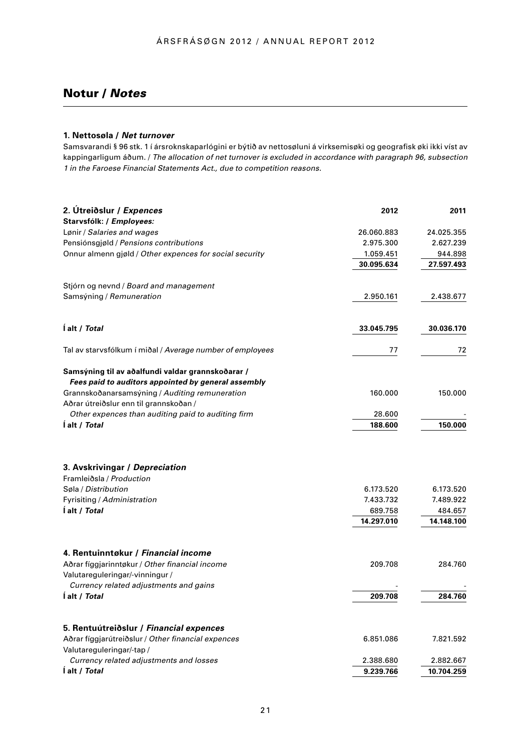## Notur / *Notes*

### 1. Nettosøla / *Net turnover*

Samsvarandi § 96 stk. 1 í ársroknskaparlógini er býtið av nettosøluni á virksemisøki og geografisk øki ikki víst av kappingarligum áðum. / *The allocation of net turnover is excluded in accordance with paragraph 96, subsection 1 in the Faroese Financial Statements Act., due to competition reasons.*

| **2. Útreiðslur / *Expences*** | **2012** | **2011** |
|---|---|---|
| **Starvsfólk: / *Employees:*** | | |
| Lønir / *Salaries and wages* | 26.060.883 | 24.025.355 |
| Pensiónsgjøld / *Pensions contributions* | 2.975.300 | 2.627.239 |
| Onnur almenn gjøld / *Other expences for social security* | 1.059.451 | 944.898 |
| | **30.095.634** | **27.597.493** |
| Stjórn og nevnd / *Board and management* | | |
| Samsýning / *Remuneration* | 2.950.161 | 2.438.677 |
| **Í alt / *Total*** | **33.045.795** | **30.036.170** |
| Tal av starvsfólkum í miðal / *Average number of employees* | 77 | 72 |
| **Samsýning til av aðalfundi valdar grannskoðarar / *Fees paid to auditors appointed by general assembly*** | | |
| Grannskoðanarsamsýning / *Auditing remuneration* | 160.000 | 150.000 |
| Aðrar útreiðslur enn til grannskoðan / *Other expences than auditing paid to auditing firm* | 28.600 | - |
| **Í alt / *Total*** | **188.600** | **150.000** |

| **3. Avskrivingar / *Depreciation*** | | |
|---|---|---|
| Framleiðsla / *Production* | | |
| Søla / *Distribution* | 6.173.520 | 6.173.520 |
| Fyrisiting / *Administration* | 7.433.732 | 7.489.922 |
| **Í alt / *Total*** | 689.758 | 484.657 |
| | **14.297.010** | **14.148.100** |

| **4. Rentuinntøkur / *Financial income*** | | |
|---|---|---|
| Aðrar fíggjarinntøkur / *Other financial income* | 209.708 | 284.760 |
| Valutareguleringar/-vinningur / *Currency related adjustments and gains* | - | - |
| **Í alt / *Total*** | **209.708** | **284.760** |

| **5. Rentuútreiðslur / *Financial expences*** | | |
|---|---|---|
| Aðrar fíggjarútreiðslur / *Other financial expences* | 6.851.086 | 7.821.592 |
| Valutareguleringar/-tap / *Currency related adjustments and losses* | 2.388.680 | 2.882.667 |
| **Í alt / *Total*** | **9.239.766** | **10.704.259** |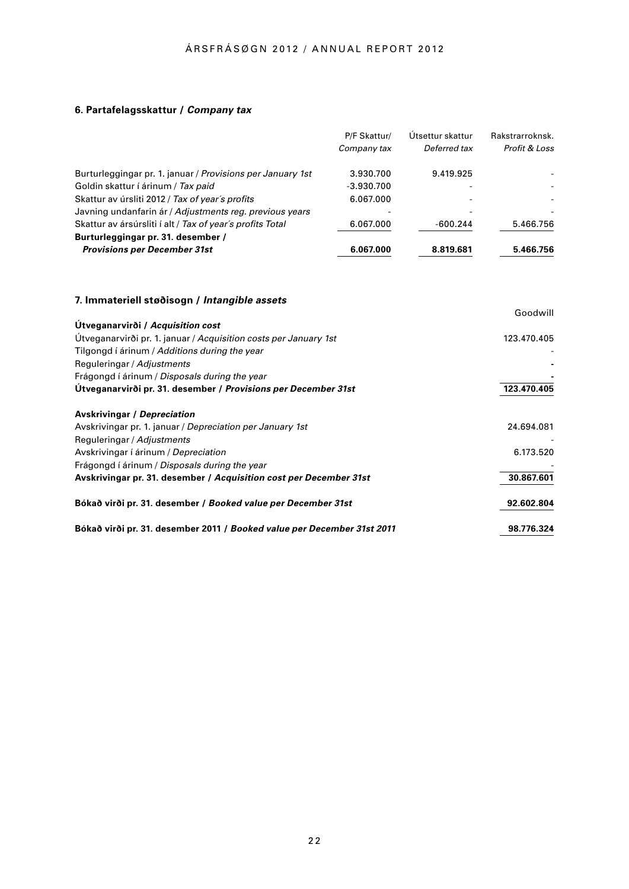### 6. Partafelagsskattur / *Company tax*

| | P/F Skattur/ *Company tax* | Útsettur skattur *Deferred tax* | Rakstrarroknsk. *Profit & Loss* |
|---|---|---|---|
| Burturleggingar pr. 1. januar / *Provisions per January 1st* | 3.930.700 | 9.419.925 | - |
| Goldin skattur í árinum / *Tax paid* | -3.930.700 | - | - |
| Skattur av úrsliti 2012 / *Tax of year´s profits* | 6.067.000 | - | - |
| Javning undanfarin ár / *Adjustments reg. previous years* | - | - | - |
| Skattur av ársúrsliti í alt / *Tax of year´s profits Total* | 6.067.000 | -600.244 | 5.466.756 |
| **Burturleggingar pr. 31. desember /** ***Provisions per December 31st*** | **6.067.000** | **8.819.681** | **5.466.756** |

### 7. Immateriell støðisogn / *Intangible assets*

| | Goodwill |
|---|---|
| **Útveganarvirði /** ***Acquisition cost*** | |
| Útveganarvirði pr. 1. januar / *Acquisition costs per January 1st* | 123.470.405 |
| Tilgongd í árinum / *Additions during the year* | - |
| Reguleringar / *Adjustments* | - |
| Frágongd í árinum / *Disposals during the year* | - |
| **Útveganarvirði pr. 31. desember /** ***Provisions per December 31st*** | **123.470.405** |
| | |
| **Avskrivingar /** ***Depreciation*** | |
| Avskrivingar pr. 1. januar / *Depreciation per January 1st* | 24.694.081 |
| Reguleringar / *Adjustments* | - |
| Avskrivingar í árinum / *Depreciation* | 6.173.520 |
| Frágongd í árinum / *Disposals during the year* | - |
| **Avskrivingar pr. 31. desember /** ***Acquisition cost per December 31st*** | **30.867.601** |
| | |
| **Bókað virði pr. 31. desember /** ***Booked value per December 31st*** | **92.602.804** |
| | |
| **Bókað virði pr. 31. desember 2011 /** ***Booked value per December 31st 2011*** | **98.776.324** |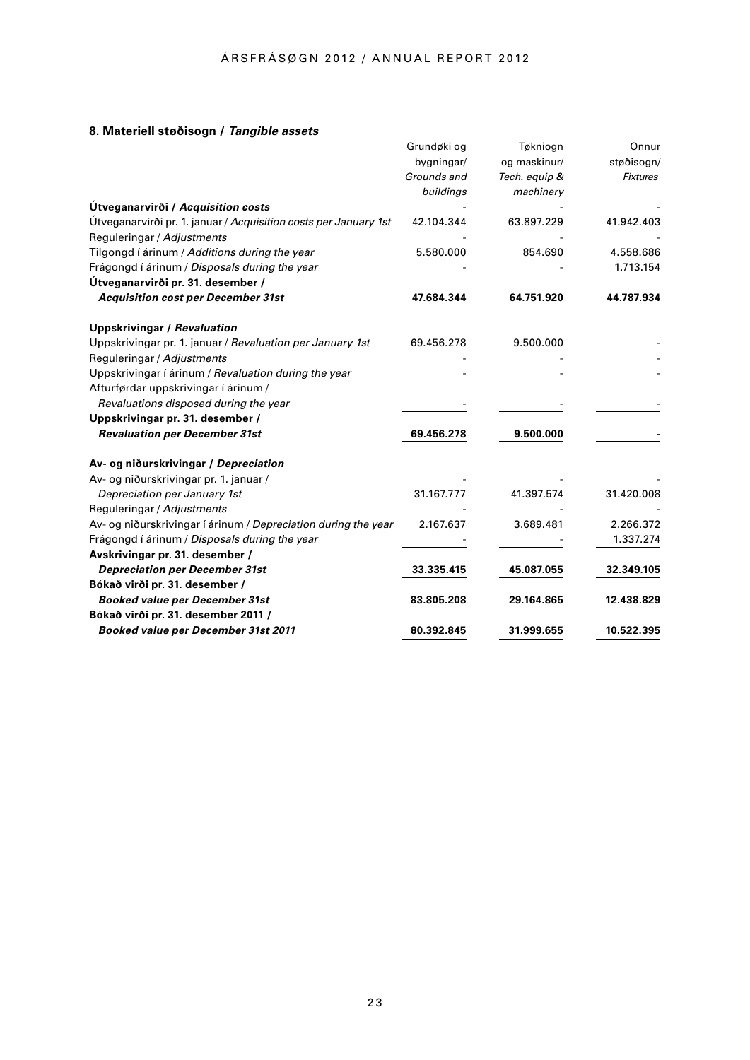## 8. Materiell støðisogn / *Tangible assets*

| | Grundøki og bygningar/ *Grounds and buildings* | Tøkniogn og maskinur/ *Tech. equip & machinery* | Onnur støðisogn/ *Fixtures* |
|---|---|---|---|
| **Útveganarvirði / *Acquisition costs*** | - | - | - |
| Útveganarvirði pr. 1. januar / *Acquisition costs per January 1st* | 42.104.344 | 63.897.229 | 41.942.403 |
| Reguleringar / *Adjustments* | - | - | - |
| Tilgongd í árinum / *Additions during the year* | 5.580.000 | 854.690 | 4.558.686 |
| Frágongd í árinum / *Disposals during the year* | - | - | 1.713.154 |
| **Útveganarvirði pr. 31. desember / *Acquisition cost per December 31st*** | **47.684.344** | **64.751.920** | **44.787.934** |
| **Uppskrivingar / *Revaluation*** | | | |
| Uppskrivingar pr. 1. januar / *Revaluation per January 1st* | 69.456.278 | 9.500.000 | - |
| Reguleringar / *Adjustments* | - | - | - |
| Uppskrivingar í árinum / *Revaluation during the year* | - | - | - |
| Afturførdar uppskrivingar í árinum / *Revaluations disposed during the year* | - | - | - |
| **Uppskrivingar pr. 31. desember / *Revaluation per December 31st*** | **69.456.278** | **9.500.000** | **-** |
| **Av- og niðurskrivingar / *Depreciation*** | | | |
| Av- og niðurskrivingar pr. 1. januar / *Depreciation per January 1st* | 31.167.777 | 41.397.574 | 31.420.008 |
| Reguleringar / *Adjustments* | - | - | - |
| Av- og niðurskrivingar í árinum / *Depreciation during the year* | 2.167.637 | 3.689.481 | 2.266.372 |
| Frágongd í árinum / *Disposals during the year* | - | - | 1.337.274 |
| **Avskrivingar pr. 31. desember / *Depreciation per December 31st*** | **33.335.415** | **45.087.055** | **32.349.105** |
| **Bókað virði pr. 31. desember / *Booked value per December 31st*** | **83.805.208** | **29.164.865** | **12.438.829** |
| **Bókað virði pr. 31. desember 2011 / *Booked value per December 31st 2011*** | **80.392.845** | **31.999.655** | **10.522.395** |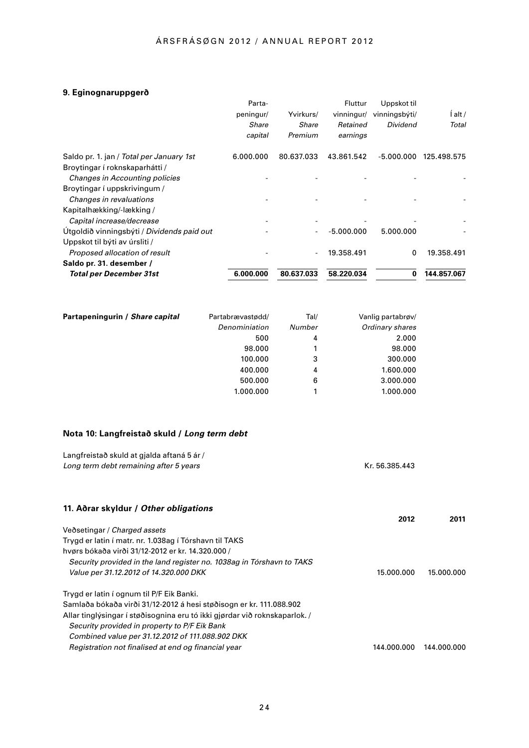## 9. Eginognaruppgerð

| | Parta-peningur/ *Share capital* | Yvirkurs/ *Share Premium* | Fluttur vinningur/ *Retained earnings* | Uppskot til vinningsbýti/ *Dividend* | Í alt / *Total* |
|---|---|---|---|---|---|
| Saldo pr. 1. jan / *Total per January 1st* | 6.000.000 | 80.637.033 | 43.861.542 | -5.000.000 | 125.498.575 |
| Broytingar í roknskaparhátti / *Changes in Accounting policies* | - | - | - | - | - |
| Broytingar í uppskrivingum / *Changes in revaluations* | - | - | - | - | - |
| Kapitalhækking/-lækking / *Capital increase/decrease* | - | - | - | - | - |
| Útgoldið vinningsbýti / *Dividends paid out* | - | - | -5.000.000 | 5.000.000 | - |
| Uppskot til býti av úrsliti / *Proposed allocation of result* | - | - | 19.358.491 | 0 | 19.358.491 |
| **Saldo pr. 31. desember /** ***Total per December 31st*** | **6.000.000** | **80.637.033** | **58.220.034** | **0** | **144.857.067** |

| **Partapeningurin / *Share capital*** | Partabrævastødd/ *Denominiation* | Tal/ *Number* | Vanlig partabrøv/ *Ordinary shares* |
|---|---|---|---|
| | 500 | 4 | 2.000 |
| | 98.000 | 1 | 98.000 |
| | 100.000 | 3 | 300.000 |
| | 400.000 | 4 | 1.600.000 |
| | 500.000 | 6 | 3.000.000 |
| | 1.000.000 | 1 | 1.000.000 |

## Nota 10: Langfreistað skuld / *Long term debt*

| | |
|---|---|
| Langfreistað skuld at gjalda aftaná 5 ár / *Long term debt remaining after 5 years* | Kr. 56.385.443 |

## 11. Aðrar skyldur / *Other obligations*

| | **2012** | **2011** |
|---|---|---|
| Veðsetingar / *Charged assets* | | |
| Trygd er latin í matr. nr. 1.038ag í Tórshavn til TAKS hvørs bókaða virði 31/12-2012 er kr. 14.320.000 / *Security provided in the land register no. 1038ag in Tórshavn to TAKS Value per 31.12.2012 of 14.320.000 DKK* | 15.000.000 | 15.000.000 |
| Trygd er latin í ognum til P/F Eik Banki. Samlaða bókaða virði 31/12-2012 á hesi støðisogn er kr. 111.088.902 Allar tinglýsingar í støðisognina eru tó ikki gjørdar við roknskaparlok. / *Security provided in property to P/F Eik Bank Combined value per 31.12.2012 of 111.088.902 DKK Registration not finalised at end og financial year* | 144.000.000 | 144.000.000 |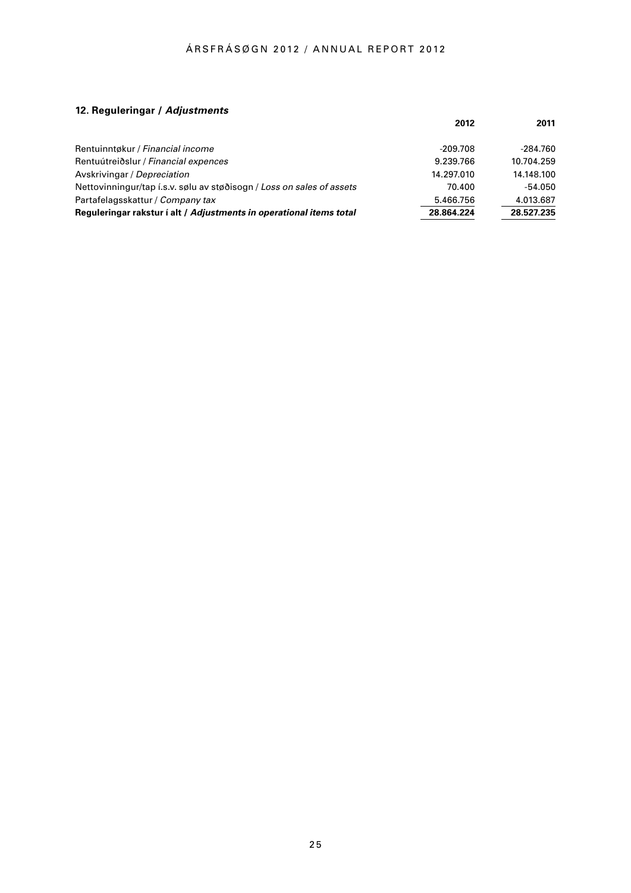### 12. Reguleringar / *Adjustments*

| | 2012 | 2011 |
|---|---|---|
| Rentuinntøkur / *Financial income* | -209.708 | -284.760 |
| Rentuútreiðslur / *Financial expences* | 9.239.766 | 10.704.259 |
| Avskrivingar / *Depreciation* | 14.297.010 | 14.148.100 |
| Nettovinningur/tap í.s.v. sølu av støðisogn / *Loss on sales of assets* | 70.400 | -54.050 |
| Partafelagsskattur / *Company tax* | 5.466.756 | 4.013.687 |
| **Reguleringar rakstur í alt / *Adjustments in operational items total*** | **28.864.224** | **28.527.235** |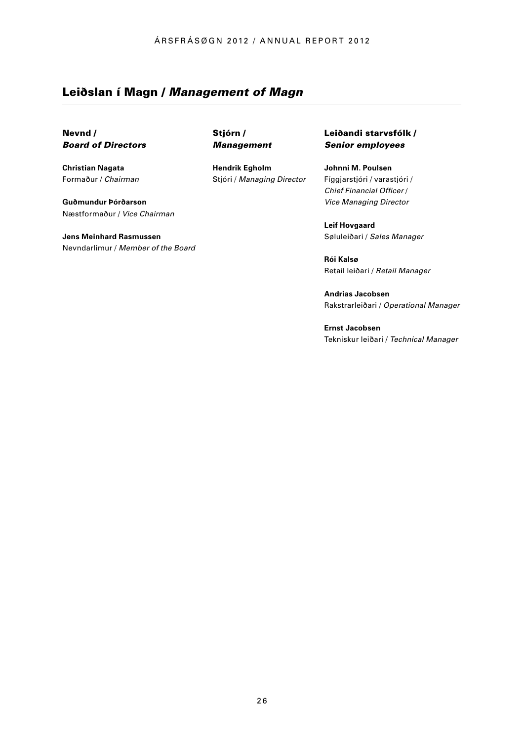## Leiðslan í Magn / *Management of Magn*

### Nevnd / *Board of Directors*

**Christian Nagata**
Formaður / *Chairman*

**Guðmundur Þórðarson**
Næstformaður / *Vice Chairman*

**Jens Meinhard Rasmussen**
Nevndarlimur / *Member of the Board*

### Stjórn / *Management*

**Hendrik Egholm**
Stjóri / *Managing Director*

### Leiðandi starvsfólk / *Senior employees*

**Johnni M. Poulsen**
Fíggjarstjóri / varastjóri / *Chief Financial Officer / Vice Managing Director*

**Leif Hovgaard**
Søluleiðari / *Sales Manager*

**Rói Kalsø**
Retail leiðari / *Retail Manager*

**Andrias Jacobsen**
Rakstrarleiðari / *Operational Manager*

**Ernst Jacobsen**
Tekniskur leiðari / *Technical Manager*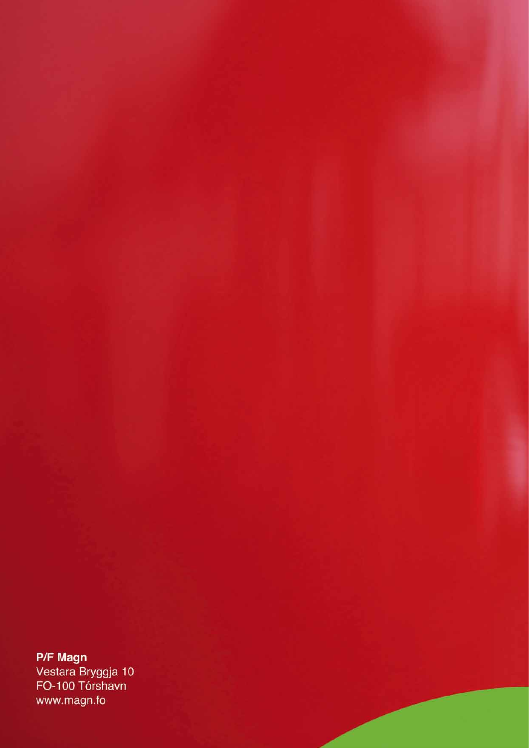**P/F Magn**
Vestara Bryggja 10
FO-100 Tórshavn
www.magn.fo